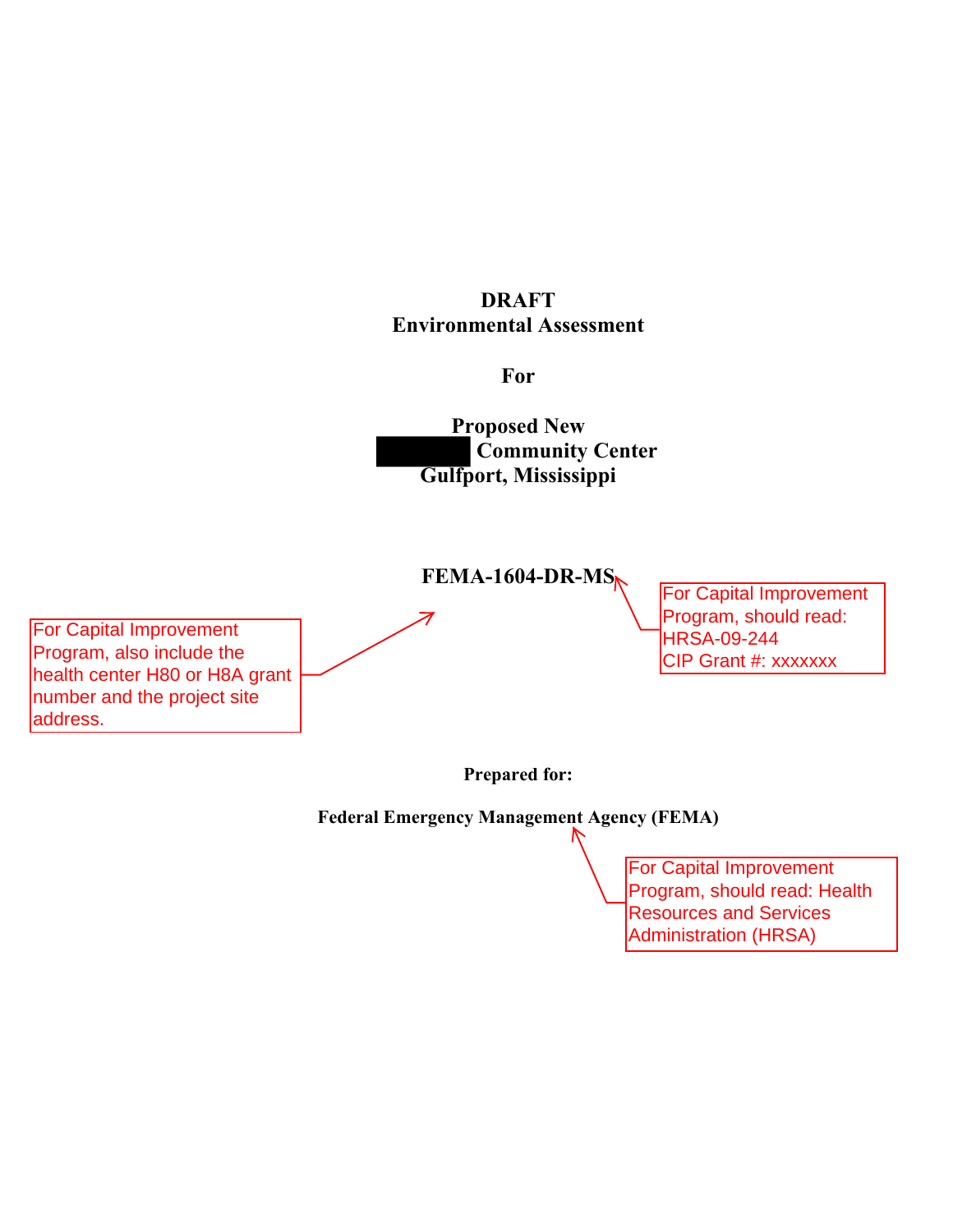**DRAFT**
**Environmental Assessment**

**For**

**Proposed New**
**[REDACTED] Community Center**
**Gulfport, Mississippi**

**FEMA-1604-DR-MS**

> For Capital Improvement Program, should read: HRSA-09-244 CIP Grant #: xxxxxxx

> For Capital Improvement Program, also include the health center H80 or H8A grant number and the project site address.

**Prepared for:**

**Federal Emergency Management Agency (FEMA)**

> For Capital Improvement Program, should read: Health Resources and Services Administration (HRSA)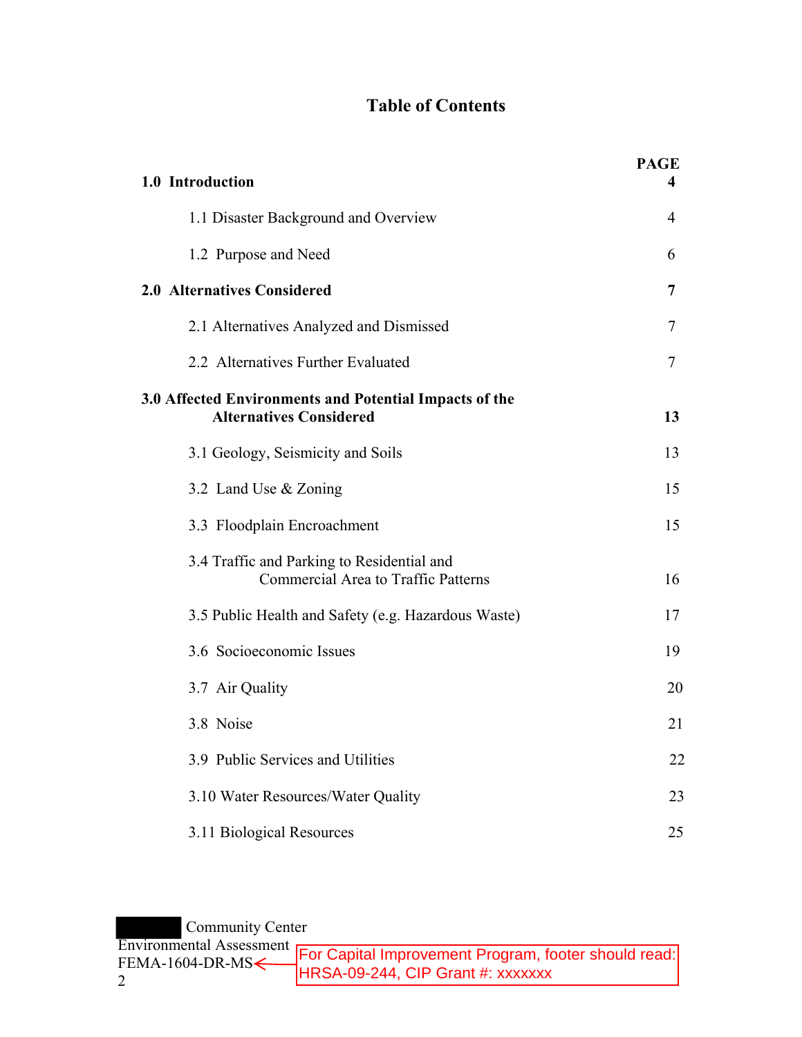# Table of Contents

| | PAGE |
|---|---|
| **1.0 Introduction** | **4** |
| 1.1 Disaster Background and Overview | 4 |
| 1.2 Purpose and Need | 6 |
| **2.0 Alternatives Considered** | **7** |
| 2.1 Alternatives Analyzed and Dismissed | 7 |
| 2.2 Alternatives Further Evaluated | 7 |
| **3.0 Affected Environments and Potential Impacts of the Alternatives Considered** | **13** |
| 3.1 Geology, Seismicity and Soils | 13 |
| 3.2 Land Use & Zoning | 15 |
| 3.3 Floodplain Encroachment | 15 |
| 3.4 Traffic and Parking to Residential and Commercial Area to Traffic Patterns | 16 |
| 3.5 Public Health and Safety (e.g. Hazardous Waste) | 17 |
| 3.6 Socioeconomic Issues | 19 |
| 3.7 Air Quality | 20 |
| 3.8 Noise | 21 |
| 3.9 Public Services and Utilities | 22 |
| 3.10 Water Resources/Water Quality | 23 |
| 3.11 Biological Resources | 25 |

Community Center
Environmental Assessment
FEMA-1604-DR-MS

For Capital Improvement Program, footer should read: HRSA-09-244, CIP Grant #: xxxxxxx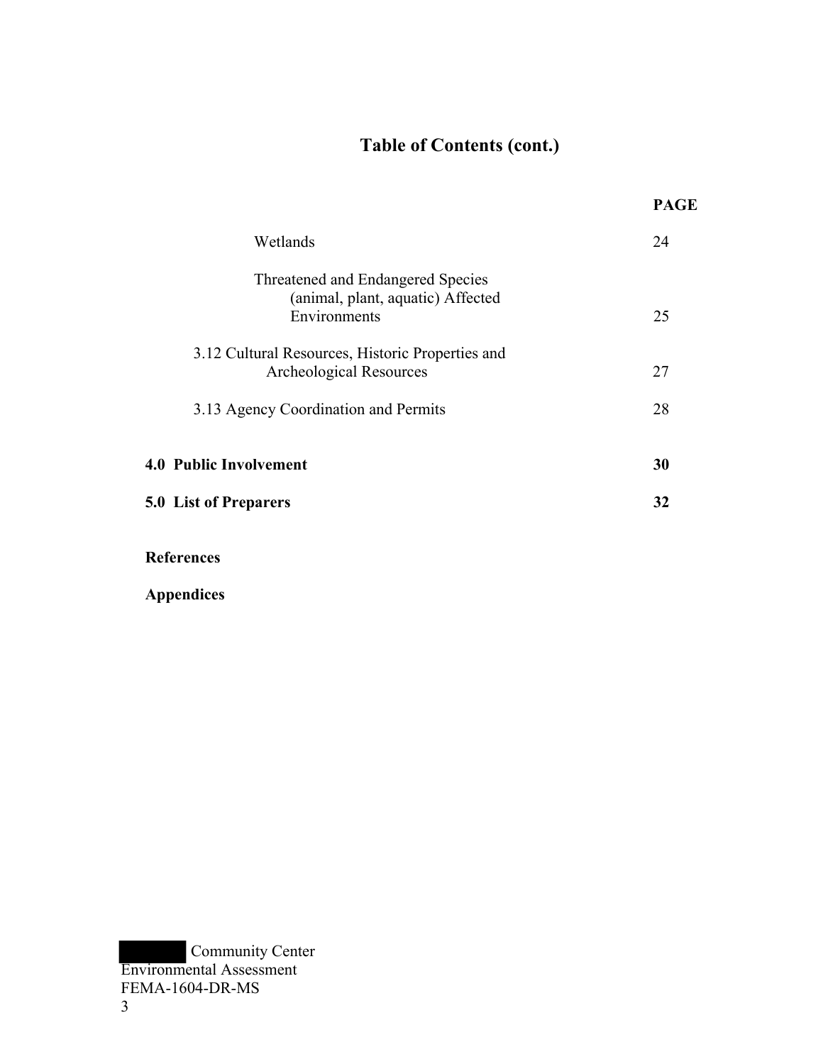## Table of Contents (cont.)

| | PAGE |
|---|---|
| Wetlands | 24 |
| Threatened and Endangered Species (animal, plant, aquatic) Affected Environments | 25 |
| 3.12 Cultural Resources, Historic Properties and Archeological Resources | 27 |
| 3.13 Agency Coordination and Permits | 28 |
| **4.0 Public Involvement** | **30** |
| **5.0 List of Preparers** | **32** |
| **References** | |
| **Appendices** | |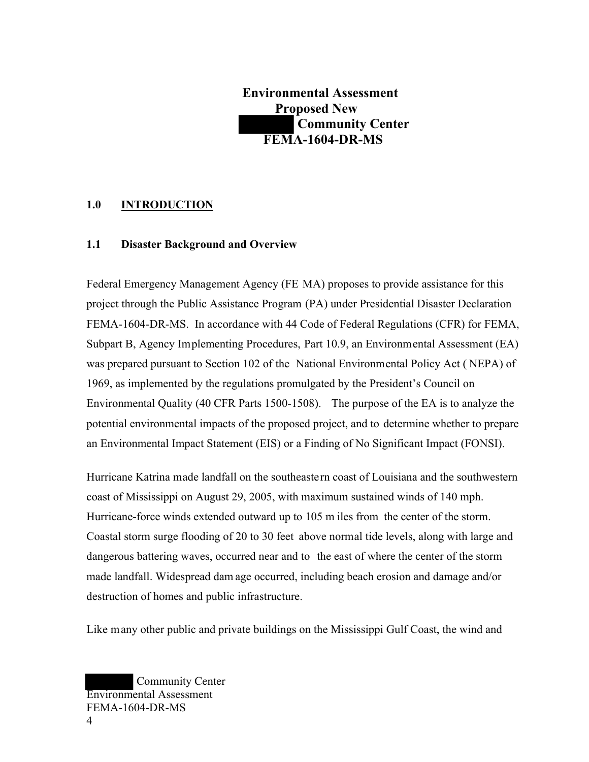# Environmental Assessment
## Proposed New
## ██████ Community Center
## FEMA-1604-DR-MS

## 1.0 INTRODUCTION

### 1.1 Disaster Background and Overview

Federal Emergency Management Agency (FEMA) proposes to provide assistance for this project through the Public Assistance Program (PA) under Presidential Disaster Declaration FEMA-1604-DR-MS. In accordance with 44 Code of Federal Regulations (CFR) for FEMA, Subpart B, Agency Implementing Procedures, Part 10.9, an Environmental Assessment (EA) was prepared pursuant to Section 102 of the National Environmental Policy Act (NEPA) of 1969, as implemented by the regulations promulgated by the President's Council on Environmental Quality (40 CFR Parts 1500-1508). The purpose of the EA is to analyze the potential environmental impacts of the proposed project, and to determine whether to prepare an Environmental Impact Statement (EIS) or a Finding of No Significant Impact (FONSI).

Hurricane Katrina made landfall on the southeastern coast of Louisiana and the southwestern coast of Mississippi on August 29, 2005, with maximum sustained winds of 140 mph. Hurricane-force winds extended outward up to 105 miles from the center of the storm. Coastal storm surge flooding of 20 to 30 feet above normal tide levels, along with large and dangerous battering waves, occurred near and to the east of where the center of the storm made landfall. Widespread damage occurred, including beach erosion and damage and/or destruction of homes and public infrastructure.

Like many other public and private buildings on the Mississippi Gulf Coast, the wind and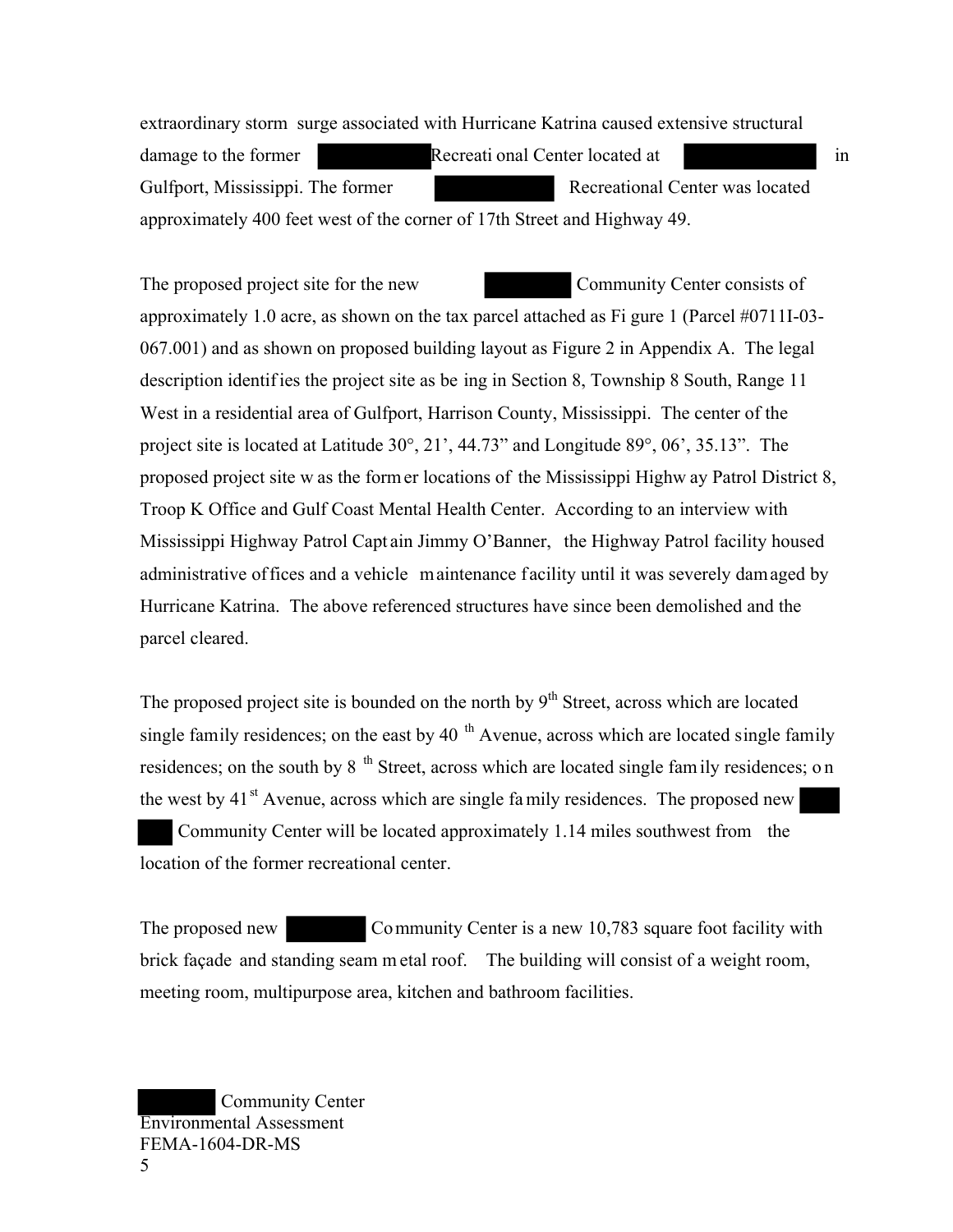extraordinary storm surge associated with Hurricane Katrina caused extensive structural damage to the former [REDACTED] Recreational Center located at [REDACTED] in Gulfport, Mississippi. The former [REDACTED] Recreational Center was located approximately 400 feet west of the corner of 17th Street and Highway 49.

The proposed project site for the new [REDACTED] Community Center consists of approximately 1.0 acre, as shown on the tax parcel attached as Figure 1 (Parcel #0711I-03-067.001) and as shown on proposed building layout as Figure 2 in Appendix A. The legal description identifies the project site as being in Section 8, Township 8 South, Range 11 West in a residential area of Gulfport, Harrison County, Mississippi. The center of the project site is located at Latitude 30°, 21', 44.73" and Longitude 89°, 06', 35.13". The proposed project site was the former locations of the Mississippi Highway Patrol District 8, Troop K Office and Gulf Coast Mental Health Center. According to an interview with Mississippi Highway Patrol Captain Jimmy O'Banner, the Highway Patrol facility housed administrative offices and a vehicle maintenance facility until it was severely damaged by Hurricane Katrina. The above referenced structures have since been demolished and the parcel cleared.

The proposed project site is bounded on the north by 9th Street, across which are located single family residences; on the east by 40th Avenue, across which are located single family residences; on the south by 8th Street, across which are located single family residences; on the west by 41st Avenue, across which are single family residences. The proposed new [REDACTED] Community Center will be located approximately 1.14 miles southwest from the location of the former recreational center.

The proposed new [REDACTED] Community Center is a new 10,783 square foot facility with brick façade and standing seam metal roof. The building will consist of a weight room, meeting room, multipurpose area, kitchen and bathroom facilities.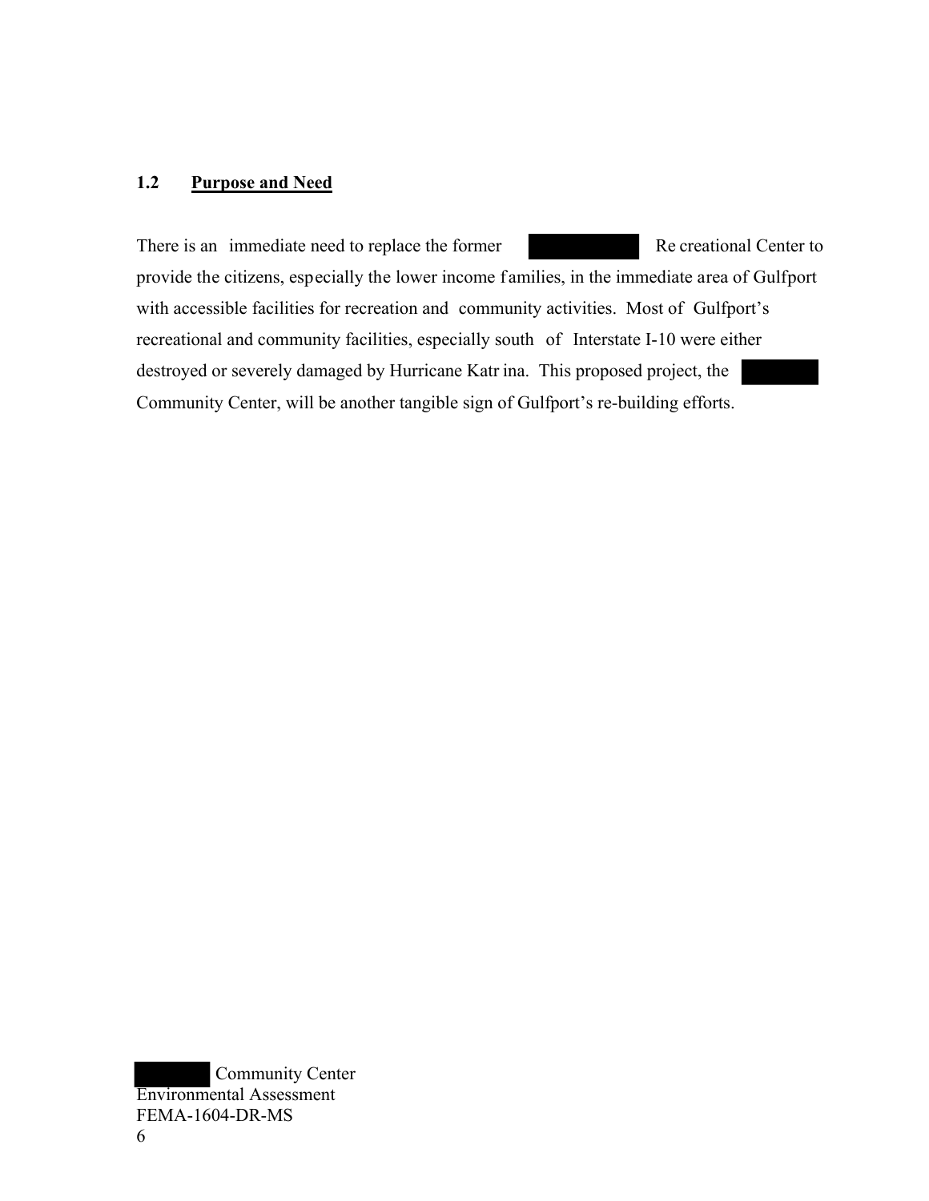## 1.2 Purpose and Need

There is an immediate need to replace the former [REDACTED] Recreational Center to provide the citizens, especially the lower income families, in the immediate area of Gulfport with accessible facilities for recreation and community activities. Most of Gulfport's recreational and community facilities, especially south of Interstate I-10 were either destroyed or severely damaged by Hurricane Katrina. This proposed project, the [REDACTED] Community Center, will be another tangible sign of Gulfport's re-building efforts.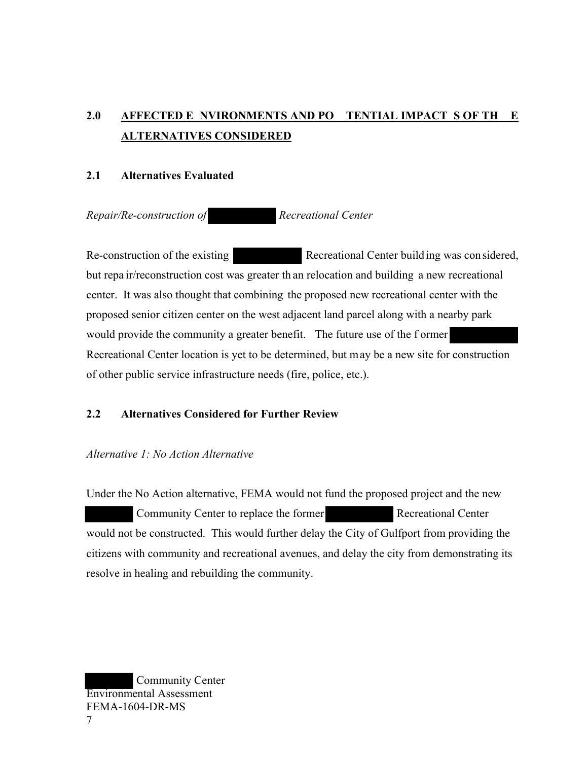## 2.0 AFFECTED ENVIRONMENTS AND POTENTIAL IMPACTS OF THE ALTERNATIVES CONSIDERED

### 2.1 Alternatives Evaluated

*Repair/Re-construction of [REDACTED] Recreational Center*

Re-construction of the existing [REDACTED] Recreational Center building was considered, but repair/reconstruction cost was greater than relocation and building a new recreational center. It was also thought that combining the proposed new recreational center with the proposed senior citizen center on the west adjacent land parcel along with a nearby park would provide the community a greater benefit. The future use of the former [REDACTED] Recreational Center location is yet to be determined, but may be a new site for construction of other public service infrastructure needs (fire, police, etc.).

### 2.2 Alternatives Considered for Further Review

*Alternative 1: No Action Alternative*

Under the No Action alternative, FEMA would not fund the proposed project and the new [REDACTED] Community Center to replace the former [REDACTED] Recreational Center would not be constructed. This would further delay the City of Gulfport from providing the citizens with community and recreational avenues, and delay the city from demonstrating its resolve in healing and rebuilding the community.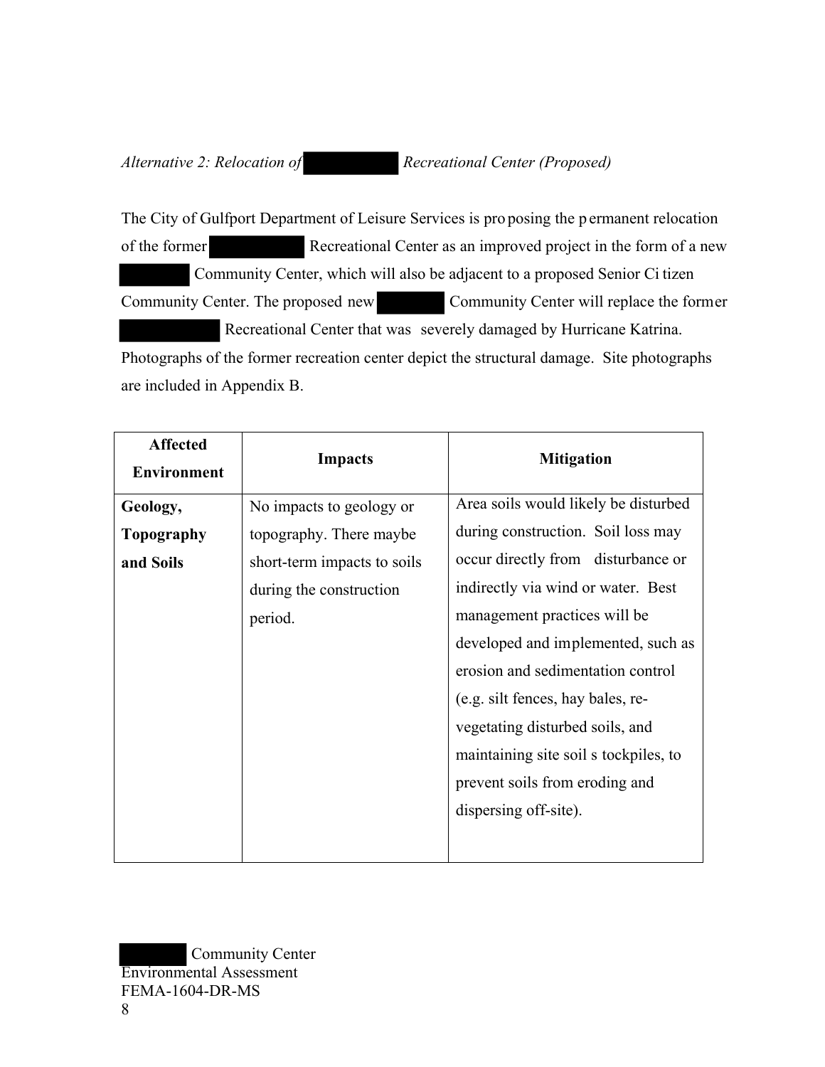*Alternative 2: Relocation of Recreational Center (Proposed)*

The City of Gulfport Department of Leisure Services is proposing the permanent relocation of the former Recreational Center as an improved project in the form of a new Community Center, which will also be adjacent to a proposed Senior Citizen Community Center. The proposed new Community Center will replace the former Recreational Center that was severely damaged by Hurricane Katrina. Photographs of the former recreation center depict the structural damage. Site photographs are included in Appendix B.

| Affected Environment | Impacts | Mitigation |
|---|---|---|
| **Geology, Topography and Soils** | No impacts to geology or topography. There maybe short-term impacts to soils during the construction period. | Area soils would likely be disturbed during construction. Soil loss may occur directly from disturbance or indirectly via wind or water. Best management practices will be developed and implemented, such as erosion and sedimentation control (e.g. silt fences, hay bales, re-vegetating disturbed soils, and maintaining site soil stockpiles, to prevent soils from eroding and dispersing off-site). |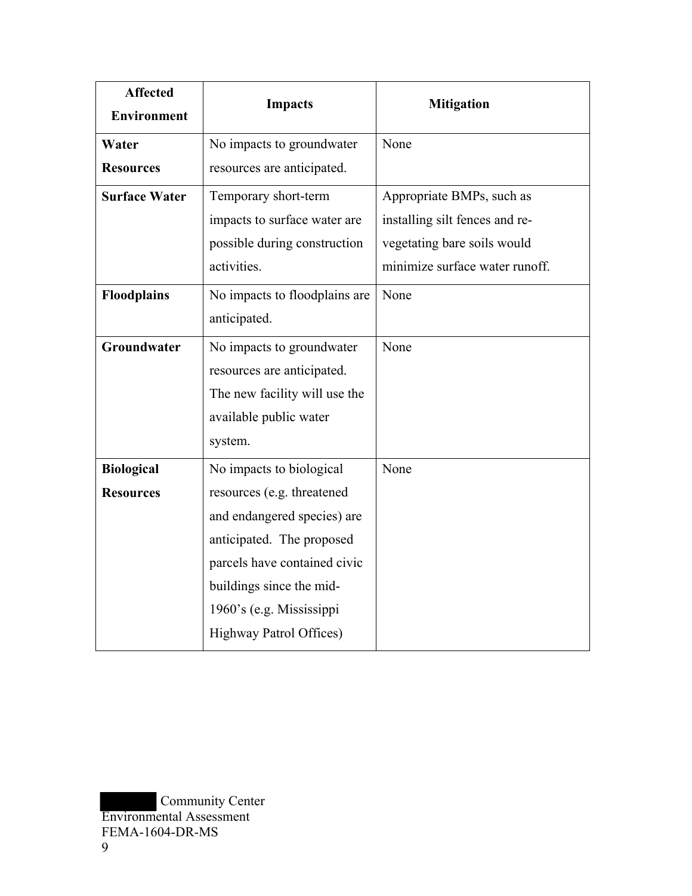| Affected Environment | Impacts | Mitigation |
|---|---|---|
| **Water Resources** | No impacts to groundwater resources are anticipated. | None |
| **Surface Water** | Temporary short-term impacts to surface water are possible during construction activities. | Appropriate BMPs, such as installing silt fences and re-vegetating bare soils would minimize surface water runoff. |
| **Floodplains** | No impacts to floodplains are anticipated. | None |
| **Groundwater** | No impacts to groundwater resources are anticipated. The new facility will use the available public water system. | None |
| **Biological Resources** | No impacts to biological resources (e.g. threatened and endangered species) are anticipated. The proposed parcels have contained civic buildings since the mid-1960's (e.g. Mississippi Highway Patrol Offices) | None |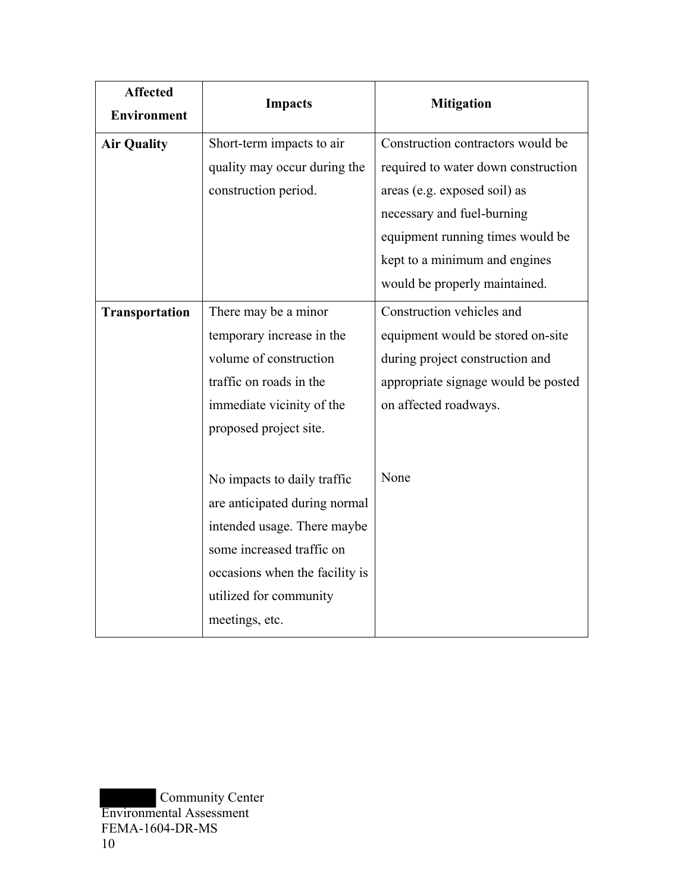| Affected Environment | Impacts | Mitigation |
|---|---|---|
| **Air Quality** | Short-term impacts to air quality may occur during the construction period. | Construction contractors would be required to water down construction areas (e.g. exposed soil) as necessary and fuel-burning equipment running times would be kept to a minimum and engines would be properly maintained. |
| **Transportation** | There may be a minor temporary increase in the volume of construction traffic on roads in the immediate vicinity of the proposed project site. | Construction vehicles and equipment would be stored on-site during project construction and appropriate signage would be posted on affected roadways. |
| | No impacts to daily traffic are anticipated during normal intended usage. There maybe some increased traffic on occasions when the facility is utilized for community meetings, etc. | None |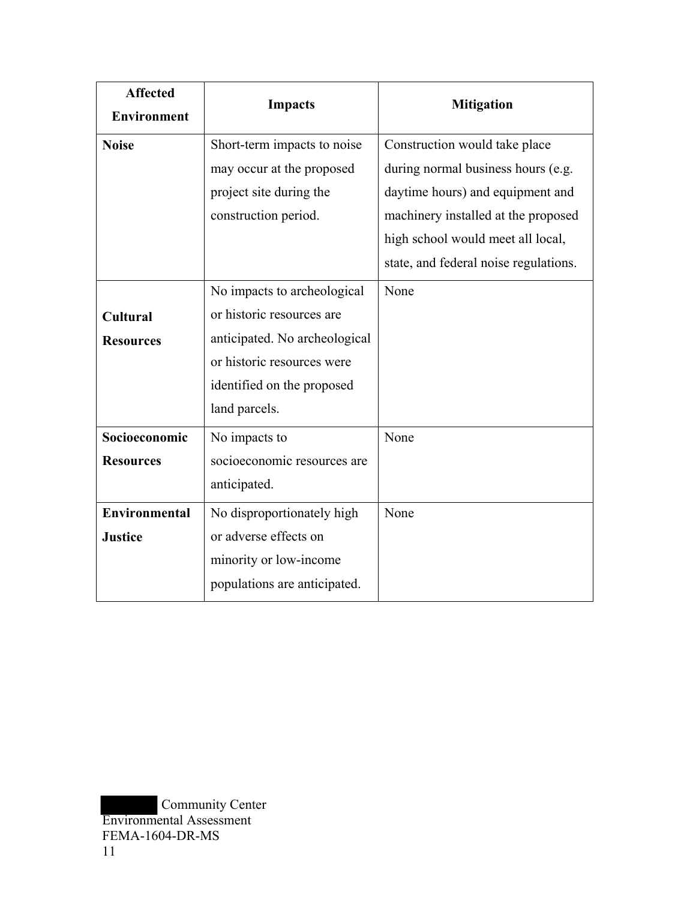| Affected Environment | Impacts | Mitigation |
| --- | --- | --- |
| **Noise** | Short-term impacts to noise may occur at the proposed project site during the construction period. | Construction would take place during normal business hours (e.g. daytime hours) and equipment and machinery installed at the proposed high school would meet all local, state, and federal noise regulations. |
| **Cultural Resources** | No impacts to archeological or historic resources are anticipated. No archeological or historic resources were identified on the proposed land parcels. | None |
| **Socioeconomic Resources** | No impacts to socioeconomic resources are anticipated. | None |
| **Environmental Justice** | No disproportionately high or adverse effects on minority or low-income populations are anticipated. | None |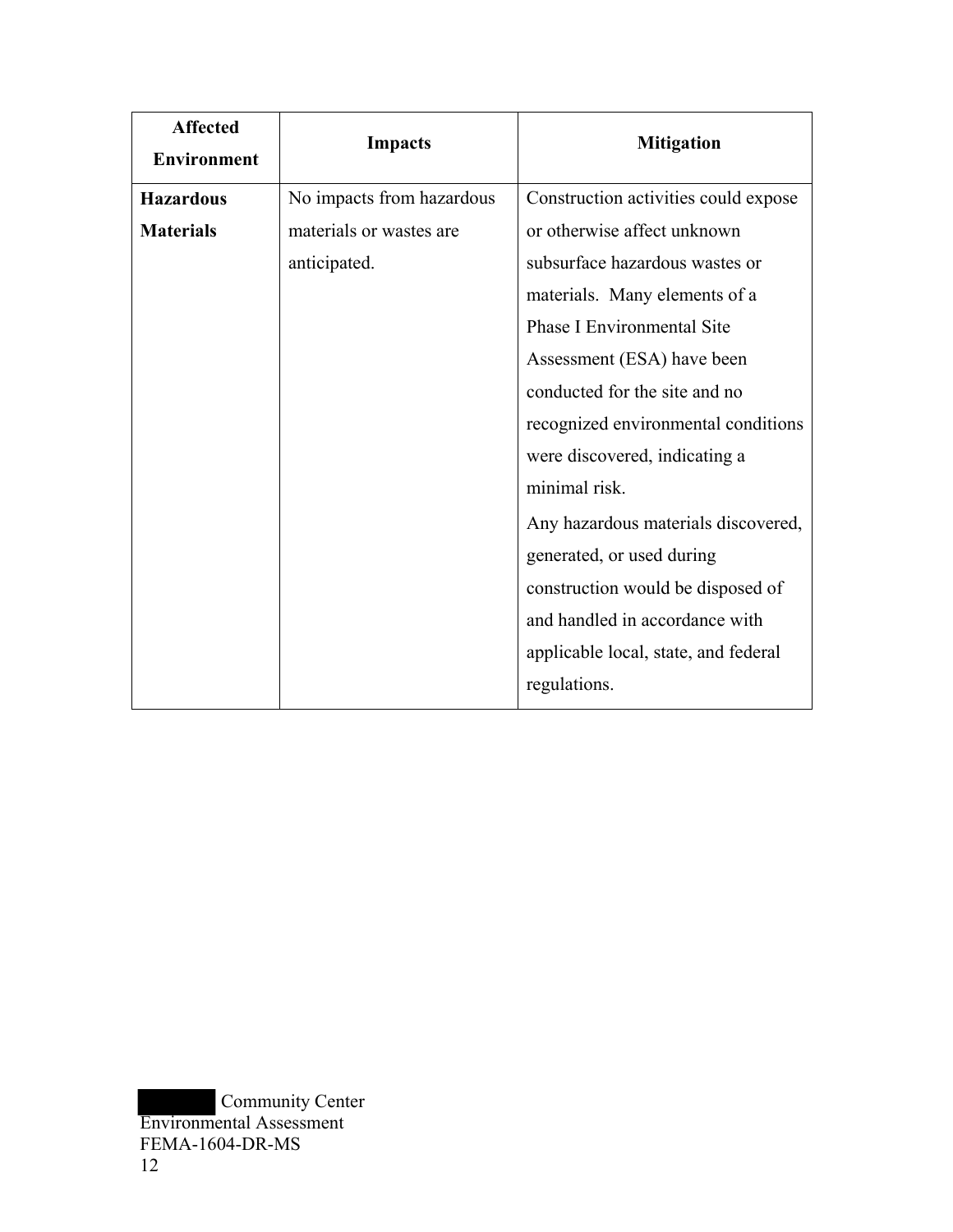| Affected Environment | Impacts | Mitigation |
|---|---|---|
| **Hazardous Materials** | No impacts from hazardous materials or wastes are anticipated. | Construction activities could expose or otherwise affect unknown subsurface hazardous wastes or materials. Many elements of a Phase I Environmental Site Assessment (ESA) have been conducted for the site and no recognized environmental conditions were discovered, indicating a minimal risk.<br>Any hazardous materials discovered, generated, or used during construction would be disposed of and handled in accordance with applicable local, state, and federal regulations. |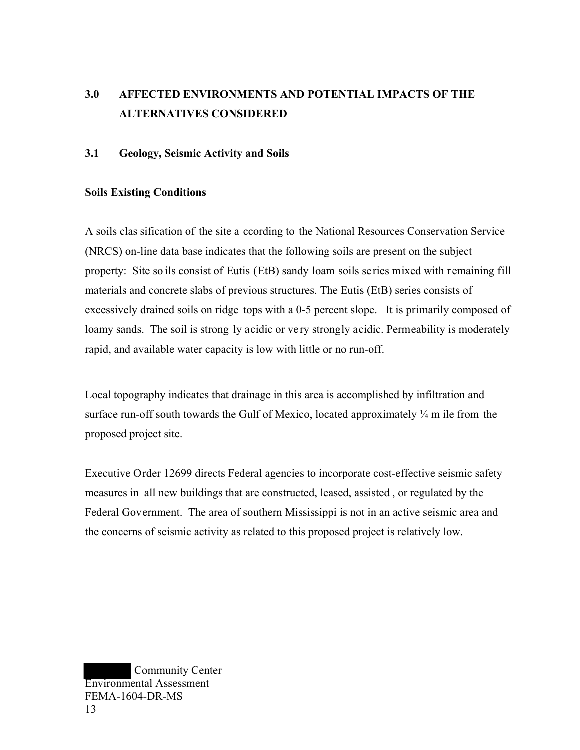# 3.0 AFFECTED ENVIRONMENTS AND POTENTIAL IMPACTS OF THE ALTERNATIVES CONSIDERED

## 3.1 Geology, Seismic Activity and Soils

**Soils Existing Conditions**

A soils classification of the site according to the National Resources Conservation Service (NRCS) on-line data base indicates that the following soils are present on the subject property: Site soils consist of Eutis (EtB) sandy loam soils series mixed with remaining fill materials and concrete slabs of previous structures. The Eutis (EtB) series consists of excessively drained soils on ridge tops with a 0-5 percent slope. It is primarily composed of loamy sands. The soil is strongly acidic or very strongly acidic. Permeability is moderately rapid, and available water capacity is low with little or no run-off.

Local topography indicates that drainage in this area is accomplished by infiltration and surface run-off south towards the Gulf of Mexico, located approximately ¼ mile from the proposed project site.

Executive Order 12699 directs Federal agencies to incorporate cost-effective seismic safety measures in all new buildings that are constructed, leased, assisted, or regulated by the Federal Government. The area of southern Mississippi is not in an active seismic area and the concerns of seismic activity as related to this proposed project is relatively low.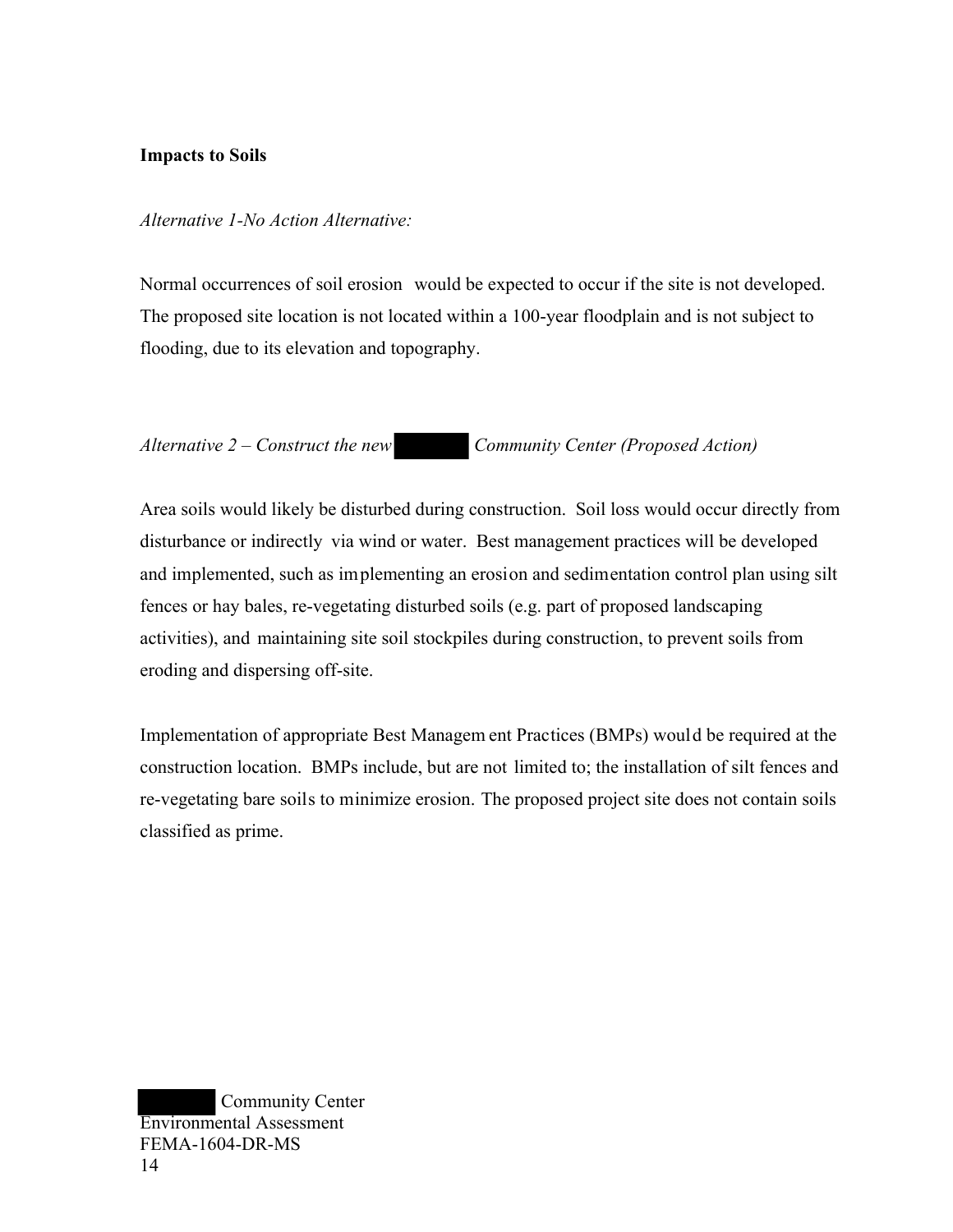**Impacts to Soils**

*Alternative 1-No Action Alternative:*

Normal occurrences of soil erosion would be expected to occur if the site is not developed. The proposed site location is not located within a 100-year floodplain and is not subject to flooding, due to its elevation and topography.

*Alternative 2 – Construct the new [REDACTED] Community Center (Proposed Action)*

Area soils would likely be disturbed during construction. Soil loss would occur directly from disturbance or indirectly via wind or water. Best management practices will be developed and implemented, such as implementing an erosion and sedimentation control plan using silt fences or hay bales, re-vegetating disturbed soils (e.g. part of proposed landscaping activities), and maintaining site soil stockpiles during construction, to prevent soils from eroding and dispersing off-site.

Implementation of appropriate Best Management Practices (BMPs) would be required at the construction location. BMPs include, but are not limited to; the installation of silt fences and re-vegetating bare soils to minimize erosion. The proposed project site does not contain soils classified as prime.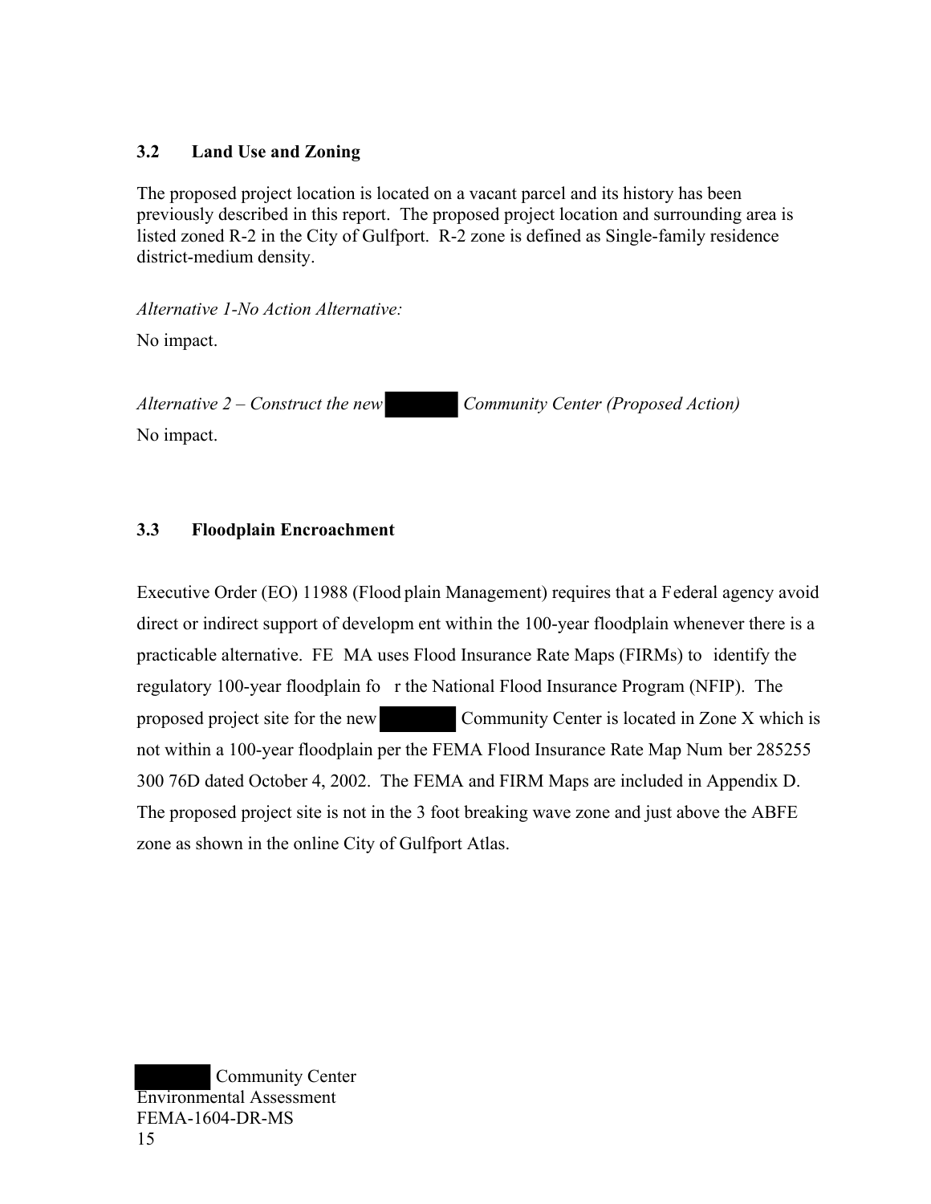### 3.2 Land Use and Zoning

The proposed project location is located on a vacant parcel and its history has been previously described in this report. The proposed project location and surrounding area is listed zoned R-2 in the City of Gulfport. R-2 zone is defined as Single-family residence district-medium density.

*Alternative 1-No Action Alternative:*

No impact.

*Alternative 2 – Construct the new [REDACTED] Community Center (Proposed Action)*

No impact.

### 3.3 Floodplain Encroachment

Executive Order (EO) 11988 (Flood plain Management) requires that a Federal agency avoid direct or indirect support of development within the 100-year floodplain whenever there is a practicable alternative. FEMA uses Flood Insurance Rate Maps (FIRMs) to identify the regulatory 100-year floodplain for the National Flood Insurance Program (NFIP). The proposed project site for the new [REDACTED] Community Center is located in Zone X which is not within a 100-year floodplain per the FEMA Flood Insurance Rate Map Number 285255 300 76D dated October 4, 2002. The FEMA and FIRM Maps are included in Appendix D. The proposed project site is not in the 3 foot breaking wave zone and just above the ABFE zone as shown in the online City of Gulfport Atlas.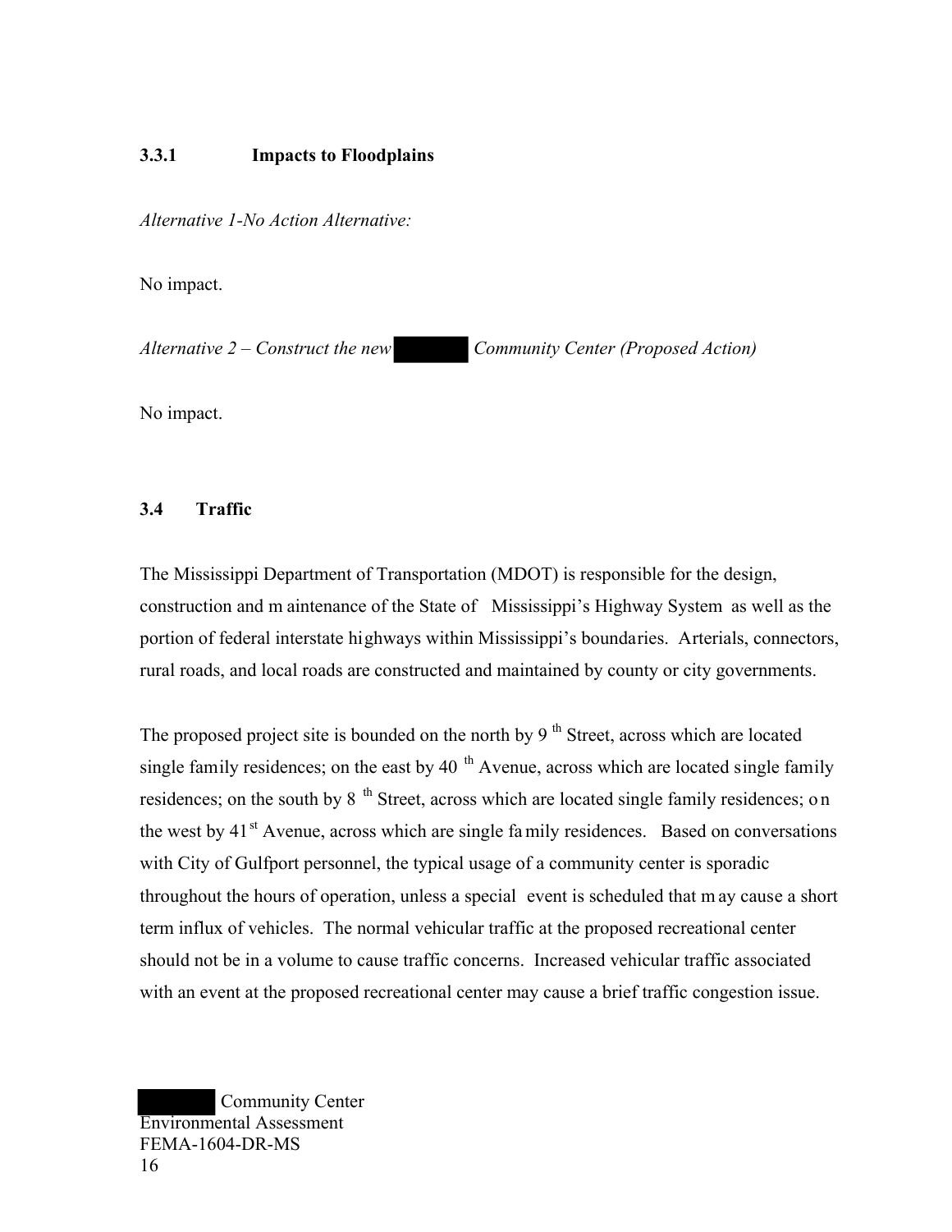### 3.3.1 Impacts to Floodplains

*Alternative 1-No Action Alternative:*

No impact.

*Alternative 2 – Construct the new ████ Community Center (Proposed Action)*

No impact.

## 3.4 Traffic

The Mississippi Department of Transportation (MDOT) is responsible for the design, construction and maintenance of the State of Mississippi's Highway System as well as the portion of federal interstate highways within Mississippi's boundaries. Arterials, connectors, rural roads, and local roads are constructed and maintained by county or city governments.

The proposed project site is bounded on the north by 9th Street, across which are located single family residences; on the east by 40th Avenue, across which are located single family residences; on the south by 8th Street, across which are located single family residences; on the west by 41st Avenue, across which are single family residences. Based on conversations with City of Gulfport personnel, the typical usage of a community center is sporadic throughout the hours of operation, unless a special event is scheduled that may cause a short term influx of vehicles. The normal vehicular traffic at the proposed recreational center should not be in a volume to cause traffic concerns. Increased vehicular traffic associated with an event at the proposed recreational center may cause a brief traffic congestion issue.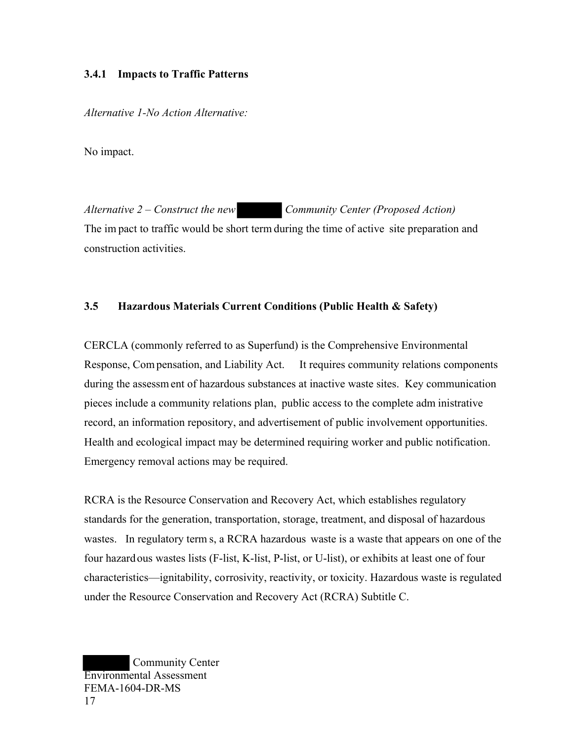### 3.4.1 Impacts to Traffic Patterns

*Alternative 1-No Action Alternative:*

No impact.

*Alternative 2 – Construct the new ██████ Community Center (Proposed Action)*
The impact to traffic would be short term during the time of active site preparation and construction activities.

### 3.5 Hazardous Materials Current Conditions (Public Health & Safety)

CERCLA (commonly referred to as Superfund) is the Comprehensive Environmental Response, Compensation, and Liability Act. It requires community relations components during the assessment of hazardous substances at inactive waste sites. Key communication pieces include a community relations plan, public access to the complete administrative record, an information repository, and advertisement of public involvement opportunities. Health and ecological impact may be determined requiring worker and public notification. Emergency removal actions may be required.

RCRA is the Resource Conservation and Recovery Act, which establishes regulatory standards for the generation, transportation, storage, treatment, and disposal of hazardous wastes. In regulatory terms, a RCRA hazardous waste is a waste that appears on one of the four hazardous wastes lists (F-list, K-list, P-list, or U-list), or exhibits at least one of four characteristics—ignitability, corrosivity, reactivity, or toxicity. Hazardous waste is regulated under the Resource Conservation and Recovery Act (RCRA) Subtitle C.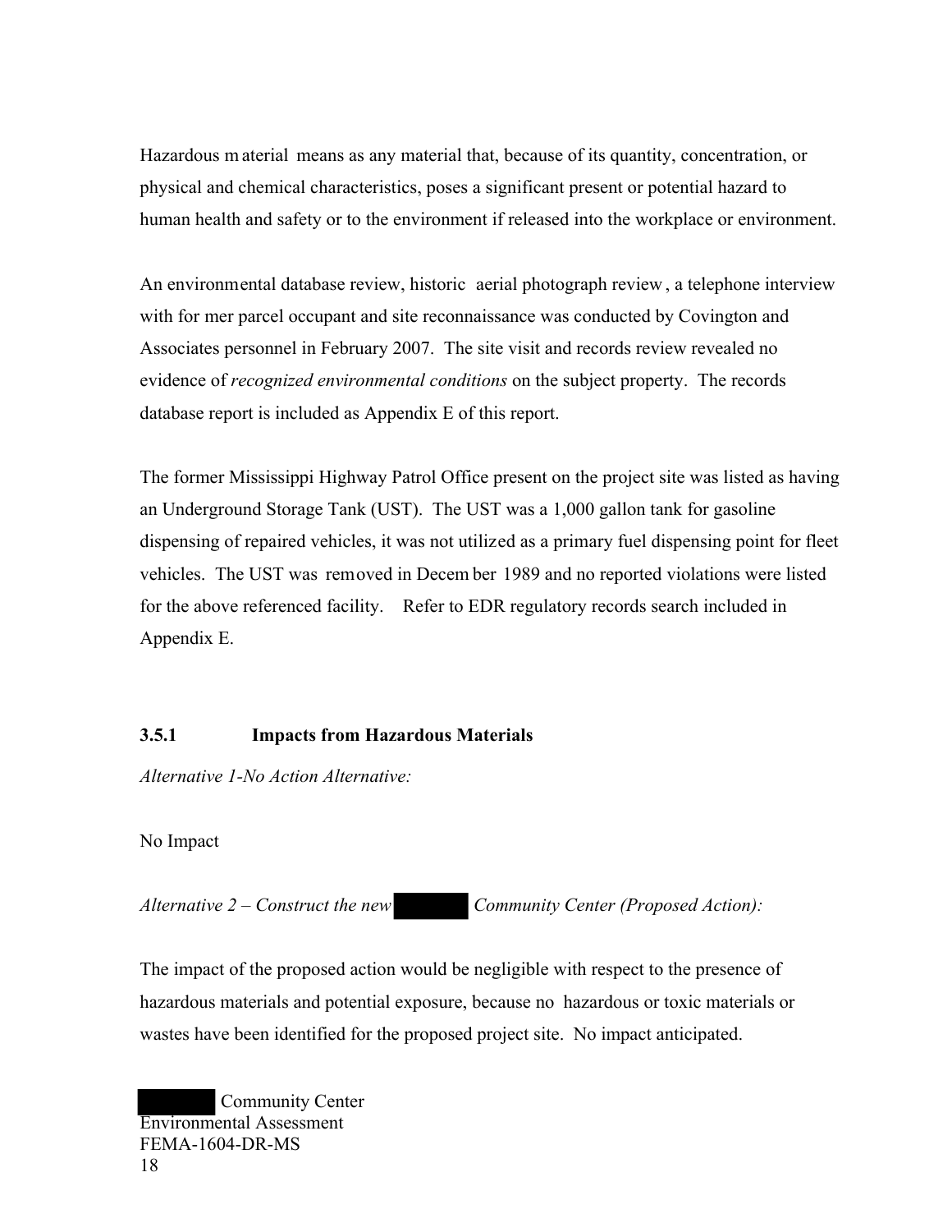Hazardous material means as any material that, because of its quantity, concentration, or physical and chemical characteristics, poses a significant present or potential hazard to human health and safety or to the environment if released into the workplace or environment.

An environmental database review, historic aerial photograph review, a telephone interview with former parcel occupant and site reconnaissance was conducted by Covington and Associates personnel in February 2007. The site visit and records review revealed no evidence of *recognized environmental conditions* on the subject property. The records database report is included as Appendix E of this report.

The former Mississippi Highway Patrol Office present on the project site was listed as having an Underground Storage Tank (UST). The UST was a 1,000 gallon tank for gasoline dispensing of repaired vehicles, it was not utilized as a primary fuel dispensing point for fleet vehicles. The UST was removed in December 1989 and no reported violations were listed for the above referenced facility. Refer to EDR regulatory records search included in Appendix E.

### 3.5.1 Impacts from Hazardous Materials

*Alternative 1-No Action Alternative:*

No Impact

*Alternative 2 – Construct the new ██████ Community Center (Proposed Action):*

The impact of the proposed action would be negligible with respect to the presence of hazardous materials and potential exposure, because no hazardous or toxic materials or wastes have been identified for the proposed project site. No impact anticipated.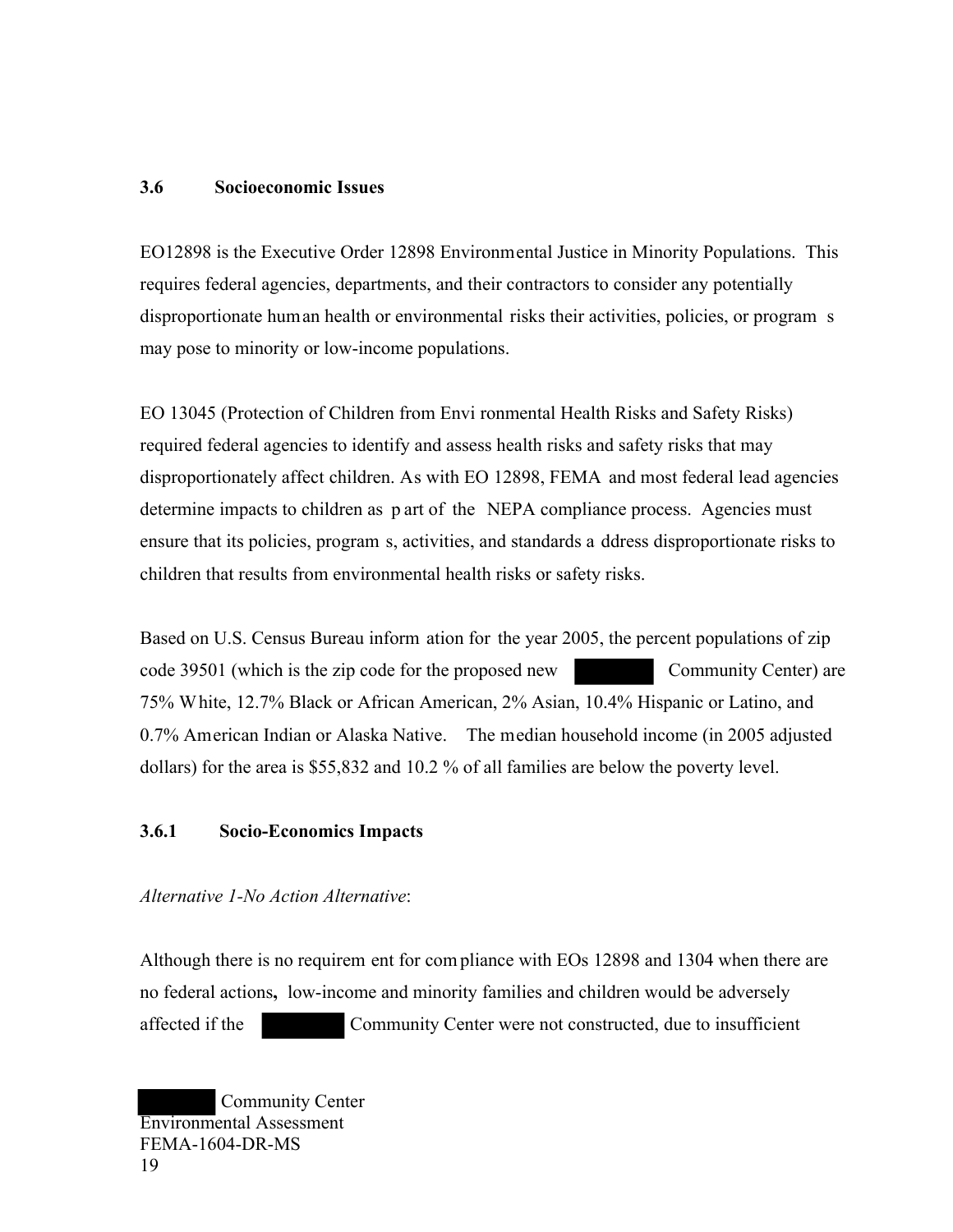### 3.6 Socioeconomic Issues

EO12898 is the Executive Order 12898 Environmental Justice in Minority Populations. This requires federal agencies, departments, and their contractors to consider any potentially disproportionate human health or environmental risks their activities, policies, or programs may pose to minority or low-income populations.

EO 13045 (Protection of Children from Environmental Health Risks and Safety Risks) required federal agencies to identify and assess health risks and safety risks that may disproportionately affect children. As with EO 12898, FEMA and most federal lead agencies determine impacts to children as part of the NEPA compliance process. Agencies must ensure that its policies, programs, activities, and standards address disproportionate risks to children that results from environmental health risks or safety risks.

Based on U.S. Census Bureau information for the year 2005, the percent populations of zip code 39501 (which is the zip code for the proposed new ████ Community Center) are 75% White, 12.7% Black or African American, 2% Asian, 10.4% Hispanic or Latino, and 0.7% American Indian or Alaska Native. The median household income (in 2005 adjusted dollars) for the area is $55,832 and 10.2 % of all families are below the poverty level.

#### 3.6.1 Socio-Economics Impacts

*Alternative 1-No Action Alternative*:

Although there is no requirement for compliance with EOs 12898 and 1304 when there are no federal actions**,** low-income and minority families and children would be adversely affected if the ████ Community Center were not constructed, due to insufficient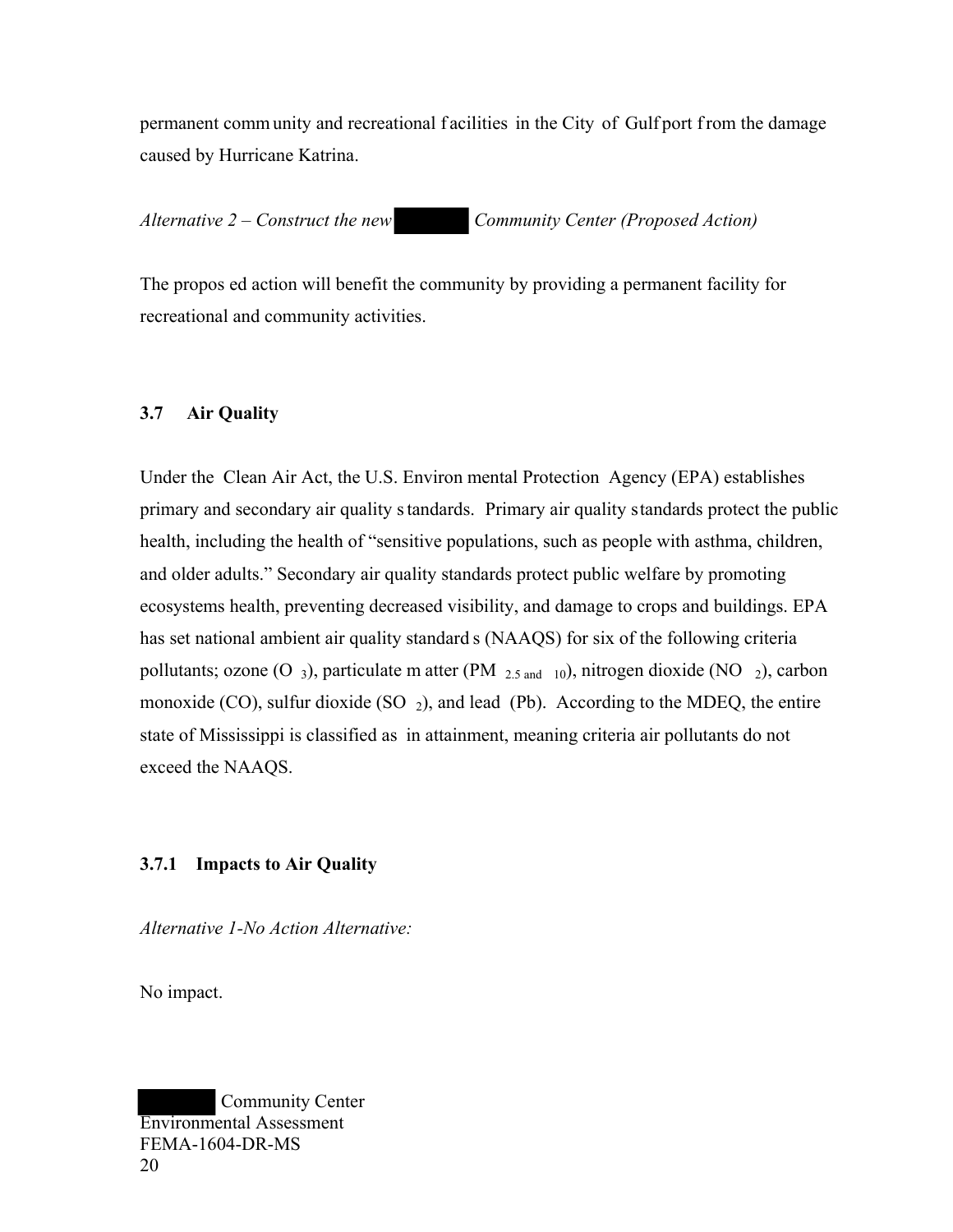permanent community and recreational facilities in the City of Gulfport from the damage caused by Hurricane Katrina.

*Alternative 2 – Construct the new ██████ Community Center (Proposed Action)*

The proposed action will benefit the community by providing a permanent facility for recreational and community activities.

### 3.7 Air Quality

Under the Clean Air Act, the U.S. Environmental Protection Agency (EPA) establishes primary and secondary air quality standards. Primary air quality standards protect the public health, including the health of "sensitive populations, such as people with asthma, children, and older adults." Secondary air quality standards protect public welfare by promoting ecosystems health, preventing decreased visibility, and damage to crops and buildings. EPA has set national ambient air quality standards (NAAQS) for six of the following criteria pollutants; ozone ($O_3$), particulate matter ($PM_{2.5 \text{ and } 10}$), nitrogen dioxide ($NO_2$), carbon monoxide (CO), sulfur dioxide ($SO_2$), and lead (Pb). According to the MDEQ, the entire state of Mississippi is classified as in attainment, meaning criteria air pollutants do not exceed the NAAQS.

#### 3.7.1 Impacts to Air Quality

*Alternative 1-No Action Alternative:*

No impact.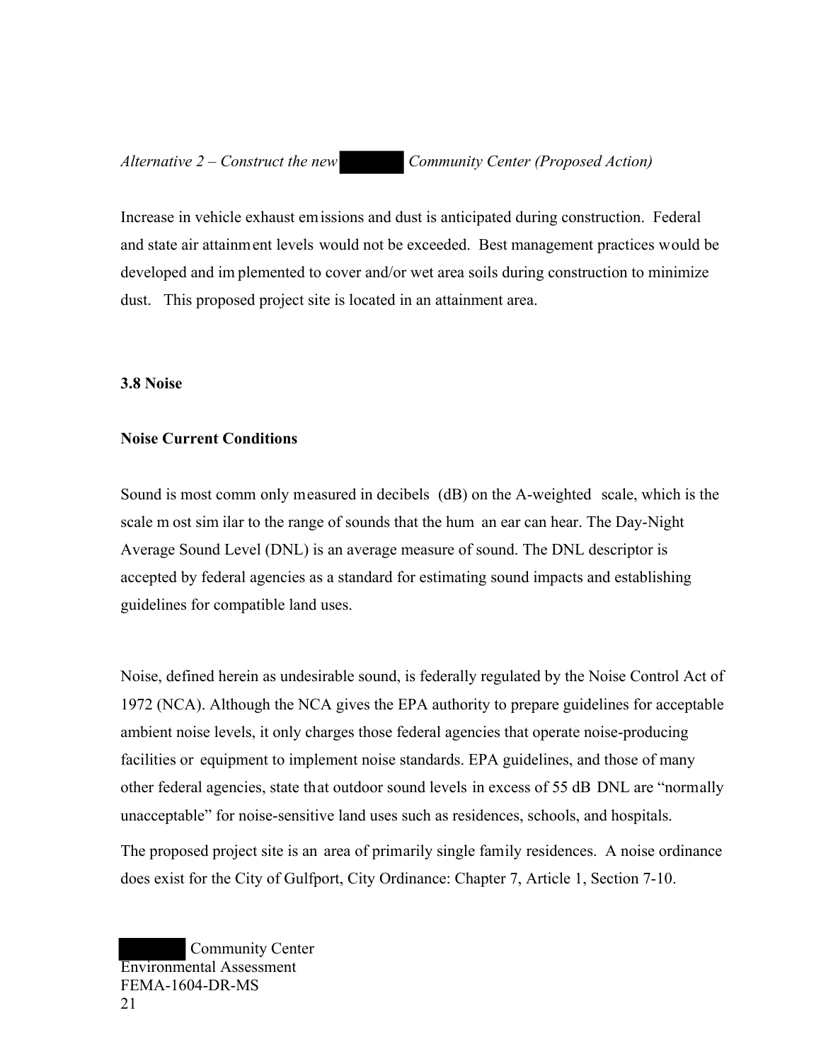*Alternative 2 – Construct the new Community Center (Proposed Action)*

Increase in vehicle exhaust emissions and dust is anticipated during construction. Federal and state air attainment levels would not be exceeded. Best management practices would be developed and implemented to cover and/or wet area soils during construction to minimize dust. This proposed project site is located in an attainment area.

### 3.8 Noise

#### Noise Current Conditions

Sound is most commonly measured in decibels (dB) on the A-weighted scale, which is the scale most similar to the range of sounds that the human ear can hear. The Day-Night Average Sound Level (DNL) is an average measure of sound. The DNL descriptor is accepted by federal agencies as a standard for estimating sound impacts and establishing guidelines for compatible land uses.

Noise, defined herein as undesirable sound, is federally regulated by the Noise Control Act of 1972 (NCA). Although the NCA gives the EPA authority to prepare guidelines for acceptable ambient noise levels, it only charges those federal agencies that operate noise-producing facilities or equipment to implement noise standards. EPA guidelines, and those of many other federal agencies, state that outdoor sound levels in excess of 55 dB DNL are "normally unacceptable" for noise-sensitive land uses such as residences, schools, and hospitals.

The proposed project site is an area of primarily single family residences. A noise ordinance does exist for the City of Gulfport, City Ordinance: Chapter 7, Article 1, Section 7-10.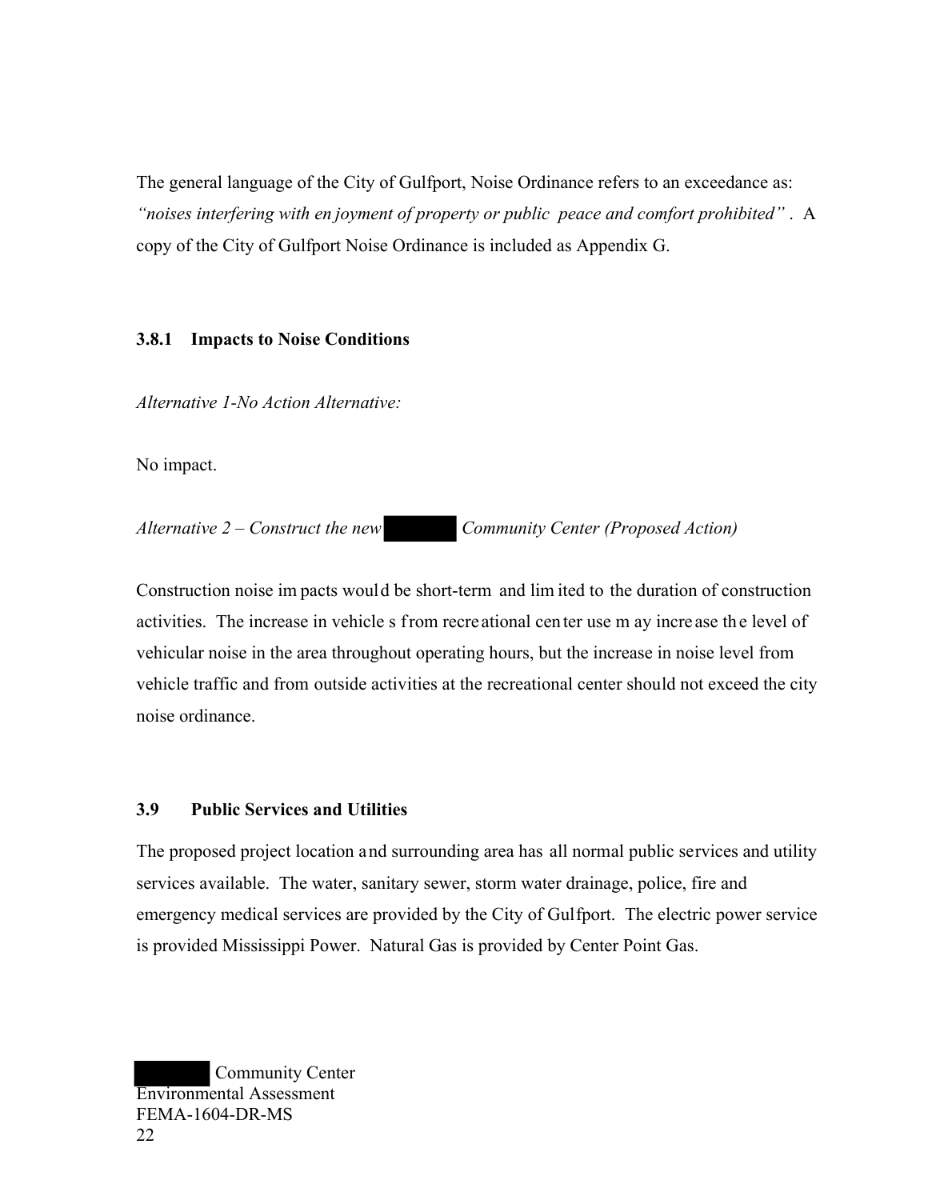The general language of the City of Gulfport, Noise Ordinance refers to an exceedance as: *"noises interfering with enjoyment of property or public peace and comfort prohibited"*. A copy of the City of Gulfport Noise Ordinance is included as Appendix G.

### 3.8.1 Impacts to Noise Conditions

*Alternative 1-No Action Alternative:*

No impact.

*Alternative 2 – Construct the new ██████ Community Center (Proposed Action)*

Construction noise impacts would be short-term and limited to the duration of construction activities. The increase in vehicles from recreational center use may increase the level of vehicular noise in the area throughout operating hours, but the increase in noise level from vehicle traffic and from outside activities at the recreational center should not exceed the city noise ordinance.

## 3.9 Public Services and Utilities

The proposed project location and surrounding area has all normal public services and utility services available. The water, sanitary sewer, storm water drainage, police, fire and emergency medical services are provided by the City of Gulfport. The electric power service is provided Mississippi Power. Natural Gas is provided by Center Point Gas.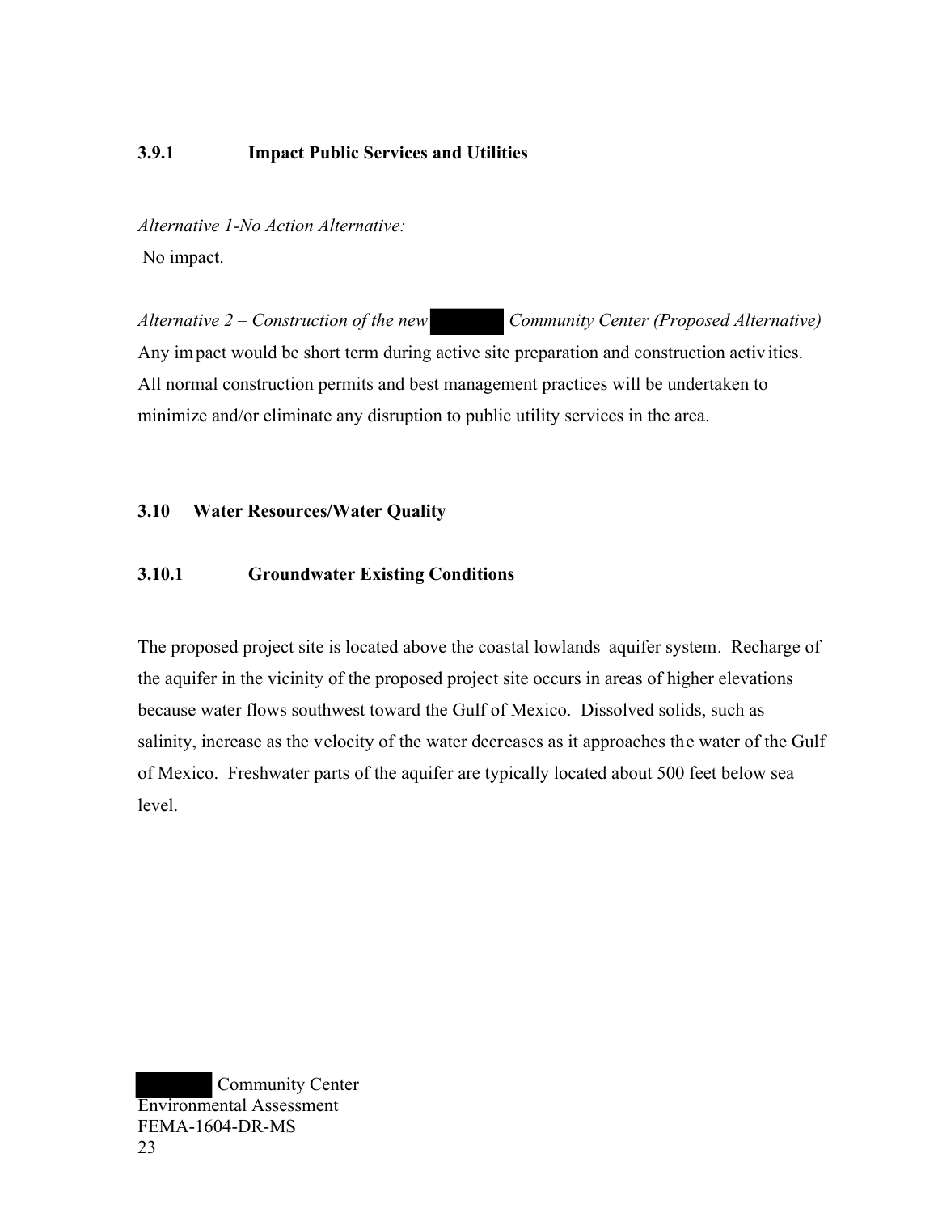### 3.9.1 Impact Public Services and Utilities

*Alternative 1-No Action Alternative:*
No impact.

*Alternative 2 – Construction of the new Community Center (Proposed Alternative)*
Any impact would be short term during active site preparation and construction activities. All normal construction permits and best management practices will be undertaken to minimize and/or eliminate any disruption to public utility services in the area.

## 3.10 Water Resources/Water Quality

### 3.10.1 Groundwater Existing Conditions

The proposed project site is located above the coastal lowlands aquifer system. Recharge of the aquifer in the vicinity of the proposed project site occurs in areas of higher elevations because water flows southwest toward the Gulf of Mexico. Dissolved solids, such as salinity, increase as the velocity of the water decreases as it approaches the water of the Gulf of Mexico. Freshwater parts of the aquifer are typically located about 500 feet below sea level.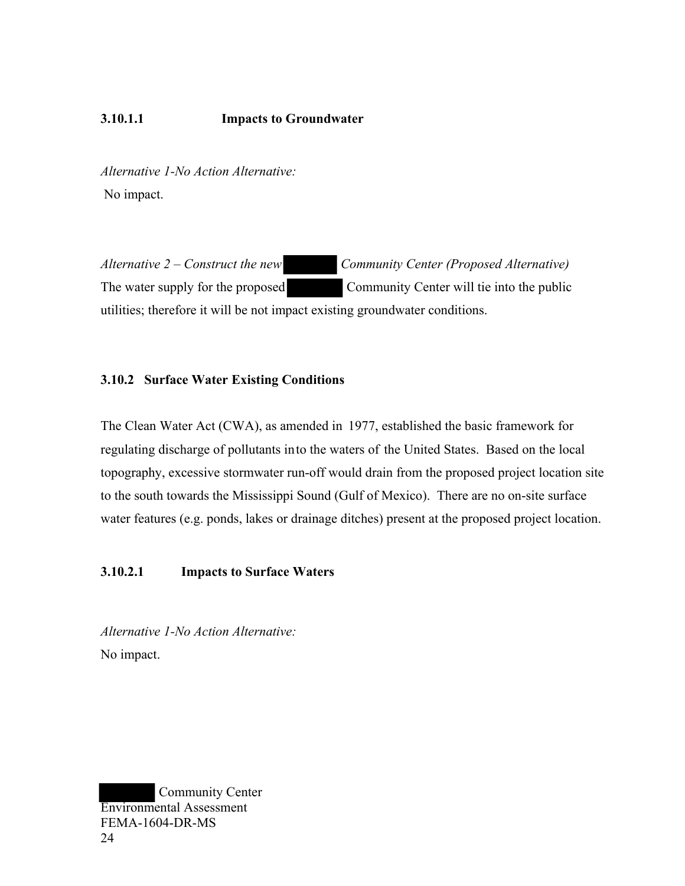#### 3.10.1.1 Impacts to Groundwater

*Alternative 1-No Action Alternative:*
No impact.

*Alternative 2 – Construct the new Community Center (Proposed Alternative)*
The water supply for the proposed Community Center will tie into the public utilities; therefore it will be not impact existing groundwater conditions.

### 3.10.2 Surface Water Existing Conditions

The Clean Water Act (CWA), as amended in 1977, established the basic framework for regulating discharge of pollutants into the waters of the United States. Based on the local topography, excessive stormwater run-off would drain from the proposed project location site to the south towards the Mississippi Sound (Gulf of Mexico). There are no on-site surface water features (e.g. ponds, lakes or drainage ditches) present at the proposed project location.

#### 3.10.2.1 Impacts to Surface Waters

*Alternative 1-No Action Alternative:*
No impact.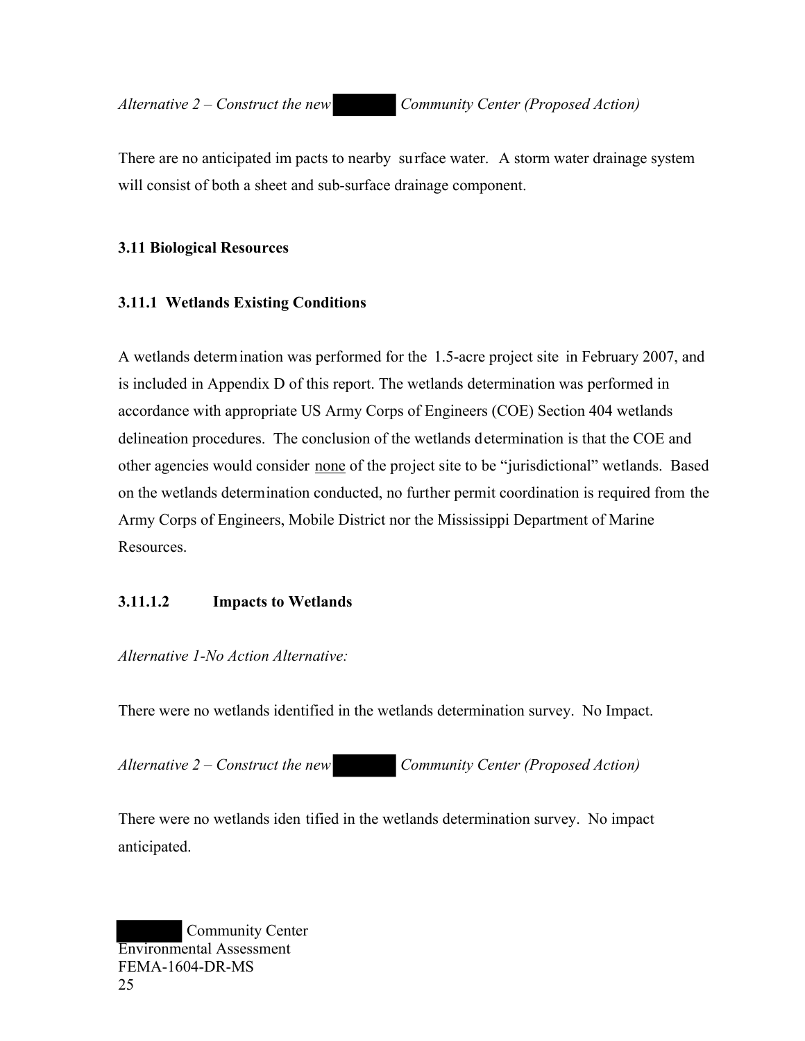*Alternative 2 – Construct the new Community Center (Proposed Action)*

There are no anticipated impacts to nearby surface water. A storm water drainage system will consist of both a sheet and sub-surface drainage component.

### 3.11 Biological Resources

#### 3.11.1 Wetlands Existing Conditions

A wetlands determination was performed for the 1.5-acre project site in February 2007, and is included in Appendix D of this report. The wetlands determination was performed in accordance with appropriate US Army Corps of Engineers (COE) Section 404 wetlands delineation procedures. The conclusion of the wetlands determination is that the COE and other agencies would consider none of the project site to be "jurisdictional" wetlands. Based on the wetlands determination conducted, no further permit coordination is required from the Army Corps of Engineers, Mobile District nor the Mississippi Department of Marine Resources.

#### 3.11.1.2 Impacts to Wetlands

*Alternative 1-No Action Alternative:*

There were no wetlands identified in the wetlands determination survey. No Impact.

*Alternative 2 – Construct the new Community Center (Proposed Action)*

There were no wetlands identified in the wetlands determination survey. No impact anticipated.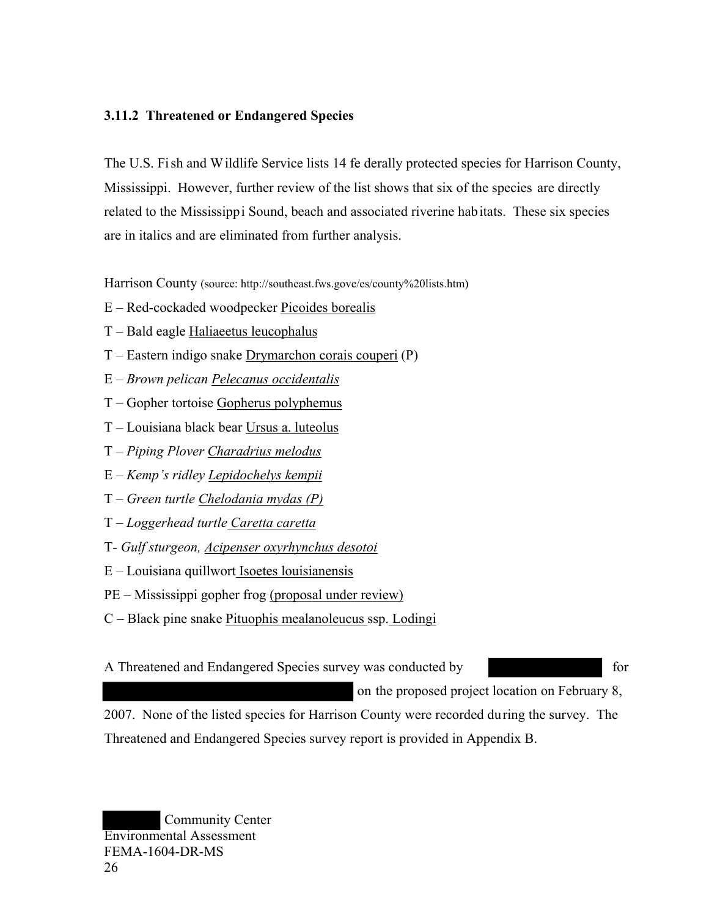### 3.11.2 Threatened or Endangered Species

The U.S. Fish and Wildlife Service lists 14 federally protected species for Harrison County, Mississippi. However, further review of the list shows that six of the species are directly related to the Mississippi Sound, beach and associated riverine habitats. These six species are in italics and are eliminated from further analysis.

Harrison County (source: http://southeast.fws.gove/es/county%20lists.htm)

E – Red-cockaded woodpecker <u>Picoides borealis</u>

T – Bald eagle <u>Haliaeetus leucophalus</u>

T – Eastern indigo snake <u>Drymarchon corais couperi</u> (P)

E – *Brown pelican <u>Pelecanus occidentalis</u>*

T – Gopher tortoise <u>Gopherus polyphemus</u>

T – Louisiana black bear <u>Ursus a. luteolus</u>

T – *Piping Plover <u>Charadrius melodus</u>*

E – *Kemp's ridley <u>Lepidochelys kempii</u>*

T – *Green turtle <u>Chelodania mydas (P)</u>*

T – *Loggerhead turtle <u>Caretta caretta</u>*

T- *Gulf sturgeon, <u>Acipenser oxyrhynchus desotoi</u>*

E – Louisiana quillwort <u>Isoetes louisianensis</u>

PE – Mississippi gopher frog <u>(proposal under review)</u>

C – Black pine snake <u>Pituophis mealanoleucus</u> ssp. <u>Lodingi</u>

A Threatened and Endangered Species survey was conducted by ██████ for ██████████████ on the proposed project location on February 8, 2007. None of the listed species for Harrison County were recorded during the survey. The Threatened and Endangered Species survey report is provided in Appendix B.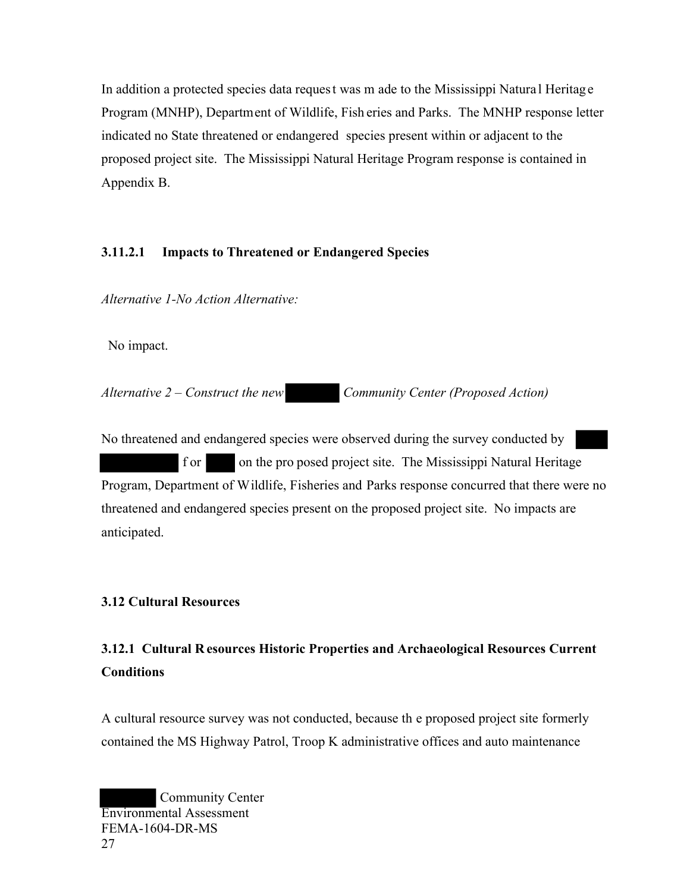In addition a protected species data request was made to the Mississippi Natural Heritage Program (MNHP), Department of Wildlife, Fisheries and Parks. The MNHP response letter indicated no State threatened or endangered species present within or adjacent to the proposed project site. The Mississippi Natural Heritage Program response is contained in Appendix B.

#### 3.11.2.1 Impacts to Threatened or Endangered Species

*Alternative 1-No Action Alternative:*

No impact.

*Alternative 2 – Construct the new ██████ Community Center (Proposed Action)*

No threatened and endangered species were observed during the survey conducted by ████ ████████ for ███ on the proposed project site. The Mississippi Natural Heritage Program, Department of Wildlife, Fisheries and Parks response concurred that there were no threatened and endangered species present on the proposed project site. No impacts are anticipated.

### 3.12 Cultural Resources

#### 3.12.1 Cultural Resources Historic Properties and Archaeological Resources Current Conditions

A cultural resource survey was not conducted, because the proposed project site formerly contained the MS Highway Patrol, Troop K administrative offices and auto maintenance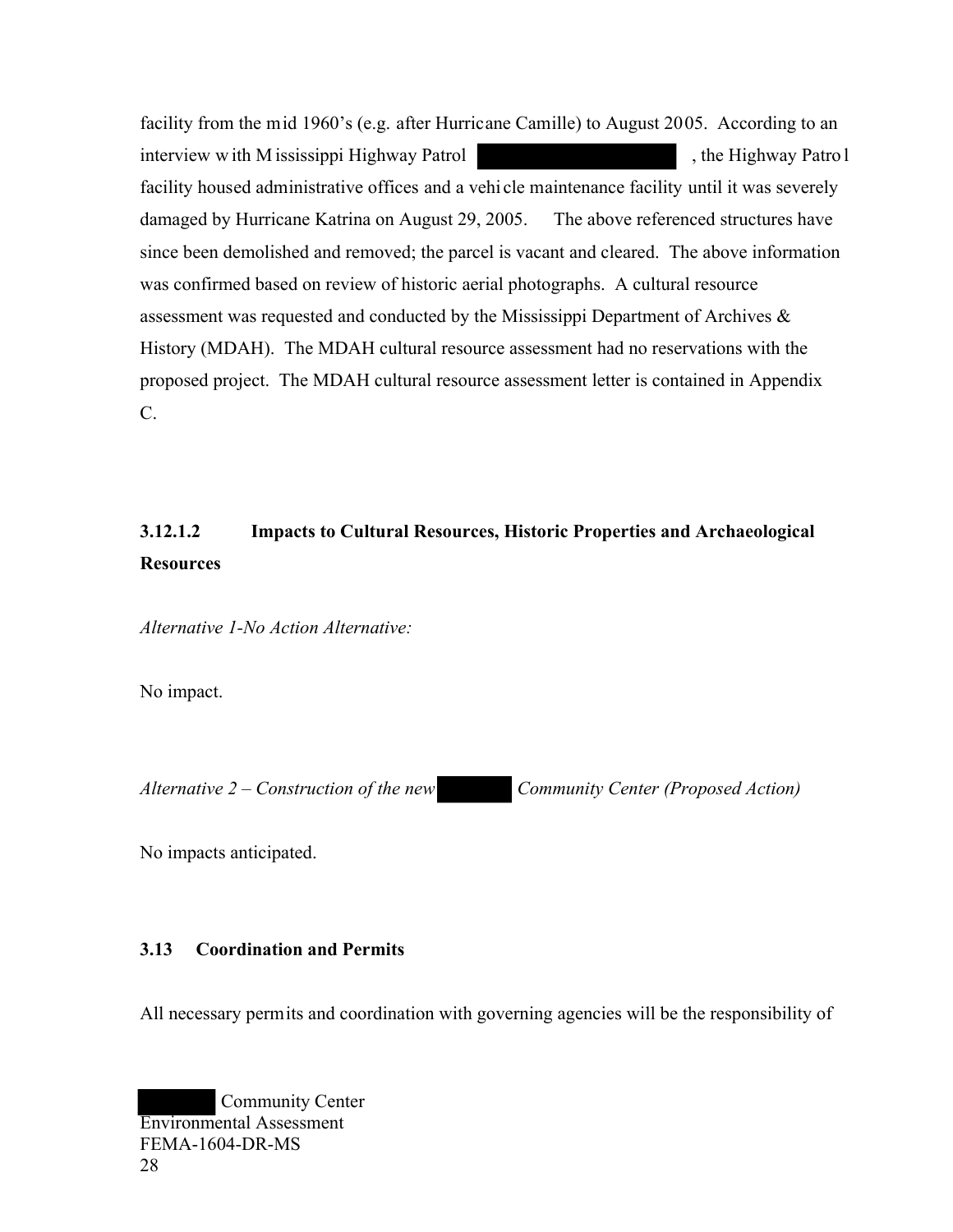facility from the mid 1960's (e.g. after Hurricane Camille) to August 2005. According to an interview with Mississippi Highway Patrol , the Highway Patrol facility housed administrative offices and a vehicle maintenance facility until it was severely damaged by Hurricane Katrina on August 29, 2005. The above referenced structures have since been demolished and removed; the parcel is vacant and cleared. The above information was confirmed based on review of historic aerial photographs. A cultural resource assessment was requested and conducted by the Mississippi Department of Archives & History (MDAH). The MDAH cultural resource assessment had no reservations with the proposed project. The MDAH cultural resource assessment letter is contained in Appendix C.

#### 3.12.1.2 Impacts to Cultural Resources, Historic Properties and Archaeological Resources

*Alternative 1-No Action Alternative:*

No impact.

*Alternative 2 – Construction of the new Community Center (Proposed Action)*

No impacts anticipated.

### 3.13 Coordination and Permits

All necessary permits and coordination with governing agencies will be the responsibility of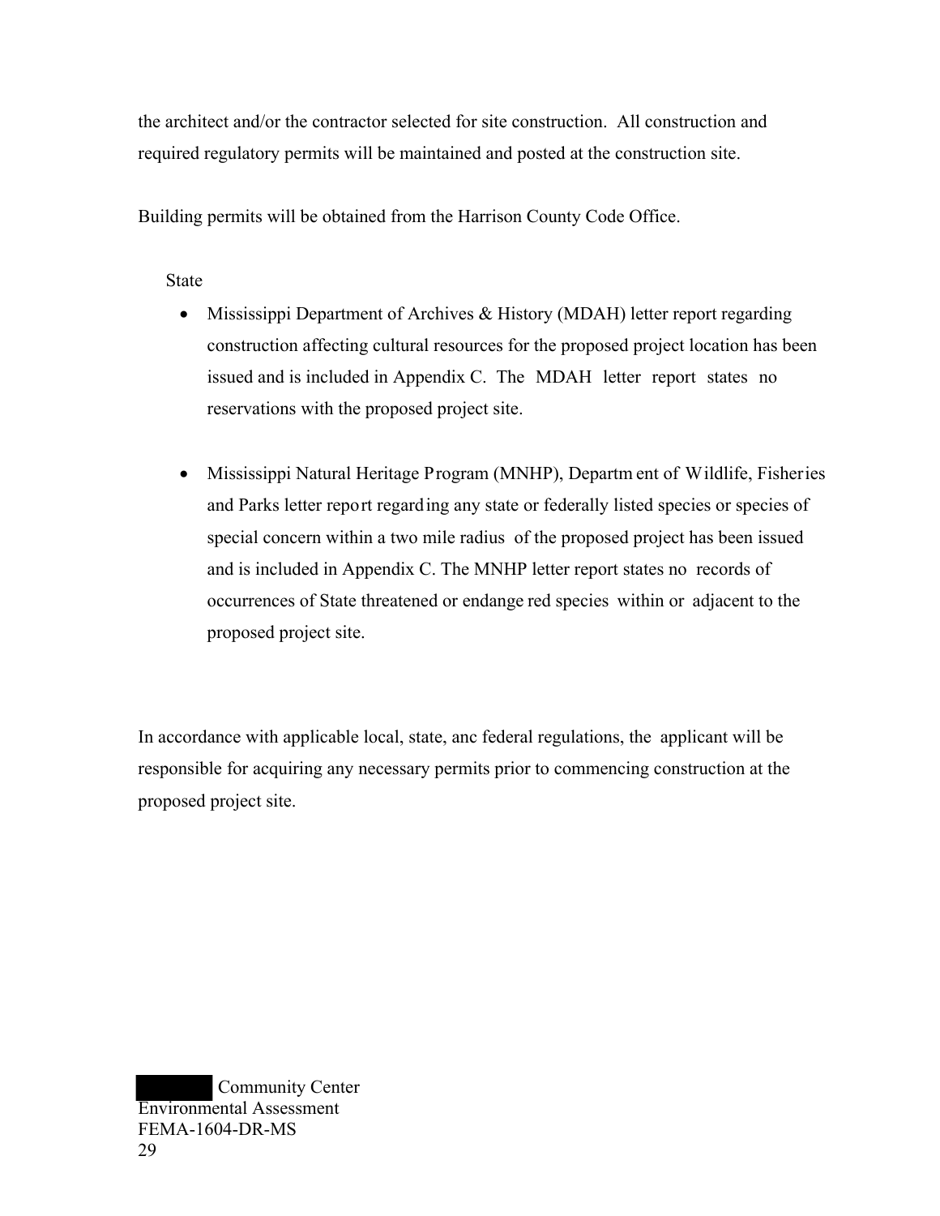the architect and/or the contractor selected for site construction. All construction and required regulatory permits will be maintained and posted at the construction site.

Building permits will be obtained from the Harrison County Code Office.

State

- Mississippi Department of Archives & History (MDAH) letter report regarding construction affecting cultural resources for the proposed project location has been issued and is included in Appendix C. The MDAH letter report states no reservations with the proposed project site.

- Mississippi Natural Heritage Program (MNHP), Department of Wildlife, Fisheries and Parks letter report regarding any state or federally listed species or species of special concern within a two mile radius of the proposed project has been issued and is included in Appendix C. The MNHP letter report states no records of occurrences of State threatened or endangered species within or adjacent to the proposed project site.

In accordance with applicable local, state, anc federal regulations, the applicant will be responsible for acquiring any necessary permits prior to commencing construction at the proposed project site.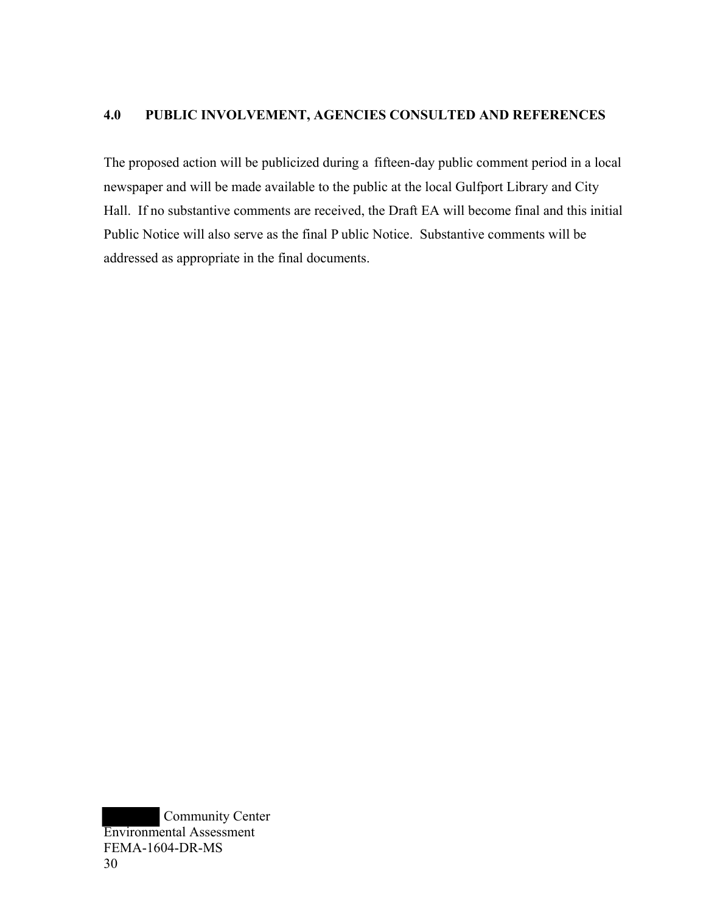## 4.0 PUBLIC INVOLVEMENT, AGENCIES CONSULTED AND REFERENCES

The proposed action will be publicized during a fifteen-day public comment period in a local newspaper and will be made available to the public at the local Gulfport Library and City Hall. If no substantive comments are received, the Draft EA will become final and this initial Public Notice will also serve as the final Public Notice. Substantive comments will be addressed as appropriate in the final documents.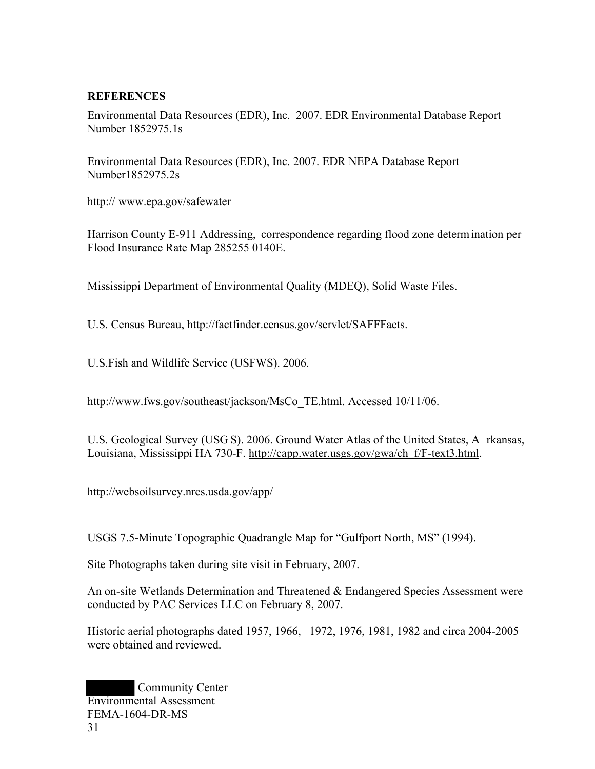## REFERENCES

Environmental Data Resources (EDR), Inc. 2007. EDR Environmental Database Report Number 1852975.1s

Environmental Data Resources (EDR), Inc. 2007. EDR NEPA Database Report Number1852975.2s

http:// www.epa.gov/safewater

Harrison County E-911 Addressing, correspondence regarding flood zone determination per Flood Insurance Rate Map 285255 0140E.

Mississippi Department of Environmental Quality (MDEQ), Solid Waste Files.

U.S. Census Bureau, http://factfinder.census.gov/servlet/SAFFFacts.

U.S.Fish and Wildlife Service (USFWS). 2006.

http://www.fws.gov/southeast/jackson/MsCo_TE.html. Accessed 10/11/06.

U.S. Geological Survey (USGS). 2006. Ground Water Atlas of the United States, Arkansas, Louisiana, Mississippi HA 730-F. http://capp.water.usgs.gov/gwa/ch_f/F-text3.html.

http://websoilsurvey.nrcs.usda.gov/app/

USGS 7.5-Minute Topographic Quadrangle Map for "Gulfport North, MS" (1994).

Site Photographs taken during site visit in February, 2007.

An on-site Wetlands Determination and Threatened & Endangered Species Assessment were conducted by PAC Services LLC on February 8, 2007.

Historic aerial photographs dated 1957, 1966, 1972, 1976, 1981, 1982 and circa 2004-2005 were obtained and reviewed.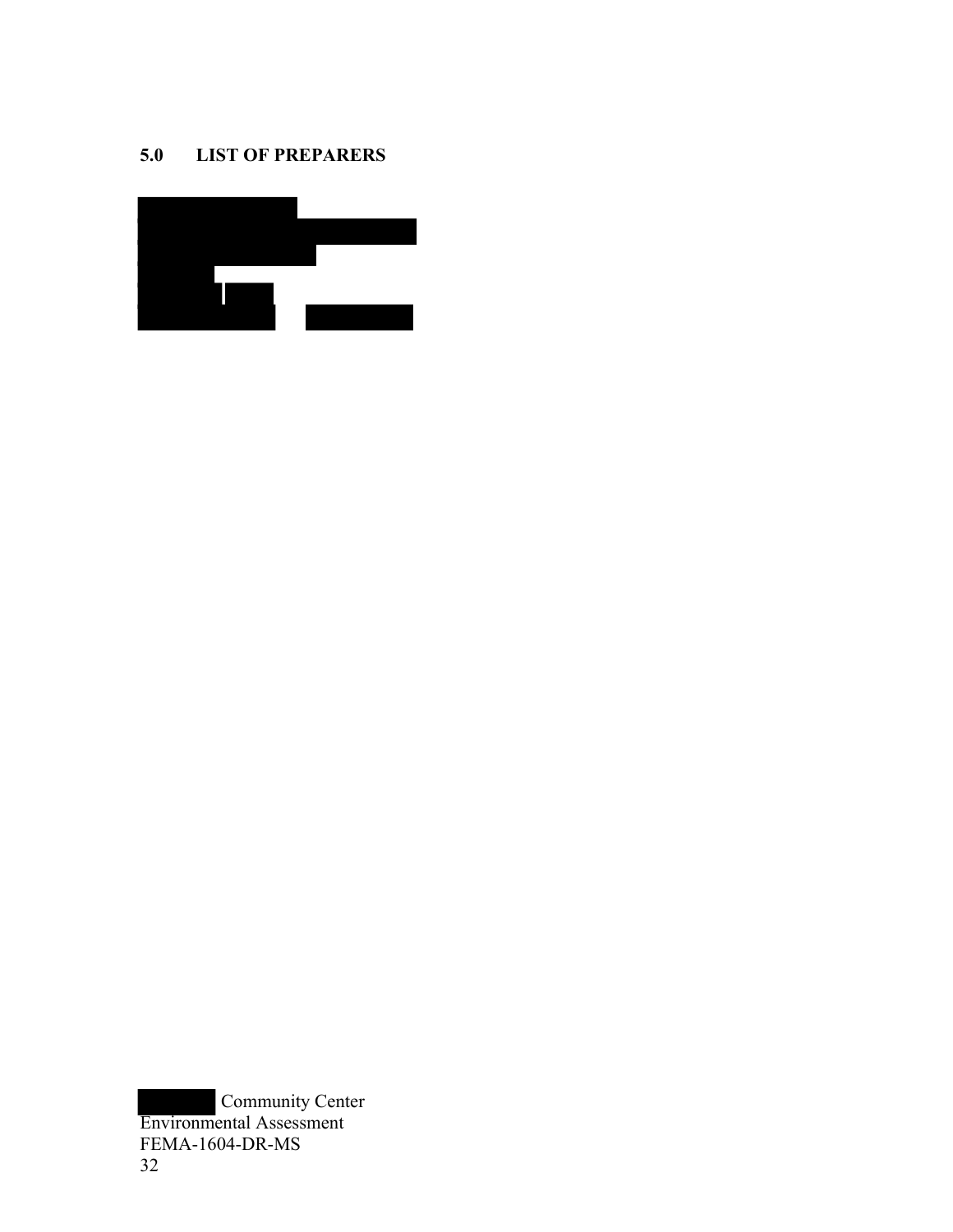## 5.0 LIST OF PREPARERS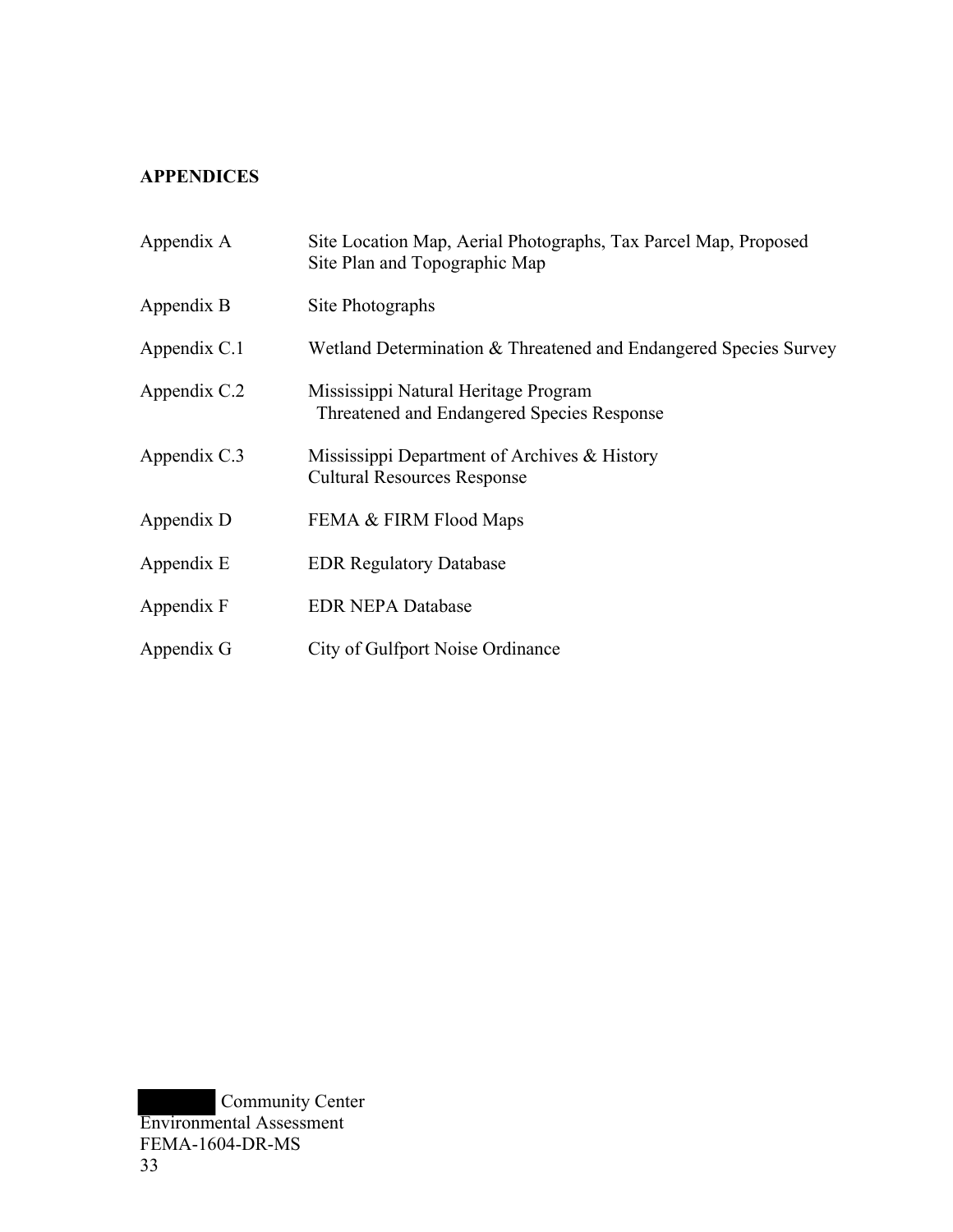**APPENDICES**

| | |
|---|---|
| Appendix A | Site Location Map, Aerial Photographs, Tax Parcel Map, Proposed Site Plan and Topographic Map |
| Appendix B | Site Photographs |
| Appendix C.1 | Wetland Determination & Threatened and Endangered Species Survey |
| Appendix C.2 | Mississippi Natural Heritage Program Threatened and Endangered Species Response |
| Appendix C.3 | Mississippi Department of Archives & History Cultural Resources Response |
| Appendix D | FEMA & FIRM Flood Maps |
| Appendix E | EDR Regulatory Database |
| Appendix F | EDR NEPA Database |
| Appendix G | City of Gulfport Noise Ordinance |